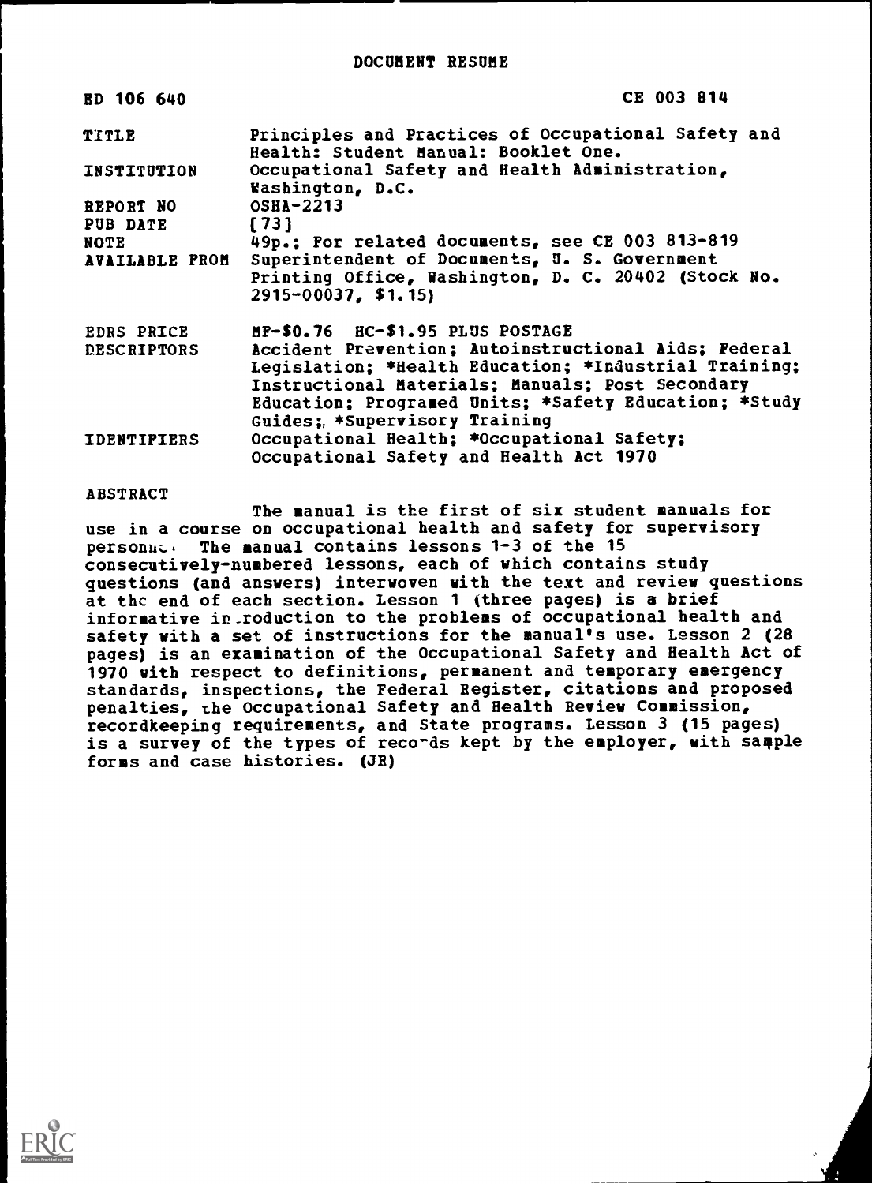# DOCUMENT RESUME

| | |
|---|---|
| ED 106 640 | CE 003 814 |
| TITLE | Principles and Practices of Occupational Safety and Health: Student Manual: Booklet One. |
| INSTITUTION | Occupational Safety and Health Administration, Washington, D.C. |
| REPORT NO | OSHA-2213 |
| PUB DATE | [73] |
| NOTE | 49p.; For related documents, see CE 003 813-819 |
| AVAILABLE FROM | Superintendent of Documents, U. S. Government Printing Office, Washington, D. C. 20402 (Stock No. 2915-00037, $1.15) |
| EDRS PRICE | MF-$0.76 HC-$1.95 PLUS POSTAGE |
| DESCRIPTORS | Accident Prevention; Autoinstructional Aids; Federal Legislation; *Health Education; *Industrial Training; Instructional Materials; Manuals; Post Secondary Education; Programed Units; *Safety Education; *Study Guides; *Supervisory Training |
| IDENTIFIERS | Occupational Health; *Occupational Safety; Occupational Safety and Health Act 1970 |

## ABSTRACT

The manual is the first of six student manuals for use in a course on occupational health and safety for supervisory personnel. The manual contains lessons 1-3 of the 15 consecutively-numbered lessons, each of which contains study questions (and answers) interwoven with the text and review questions at the end of each section. Lesson 1 (three pages) is a brief informative introduction to the problems of occupational health and safety with a set of instructions for the manual's use. Lesson 2 (28 pages) is an examination of the Occupational Safety and Health Act of 1970 with respect to definitions, permanent and temporary emergency standards, inspections, the Federal Register, citations and proposed penalties, the Occupational Safety and Health Review Commission, recordkeeping requirements, and State programs. Lesson 3 (15 pages) is a survey of the types of records kept by the employer, with sample forms and case histories. (JR)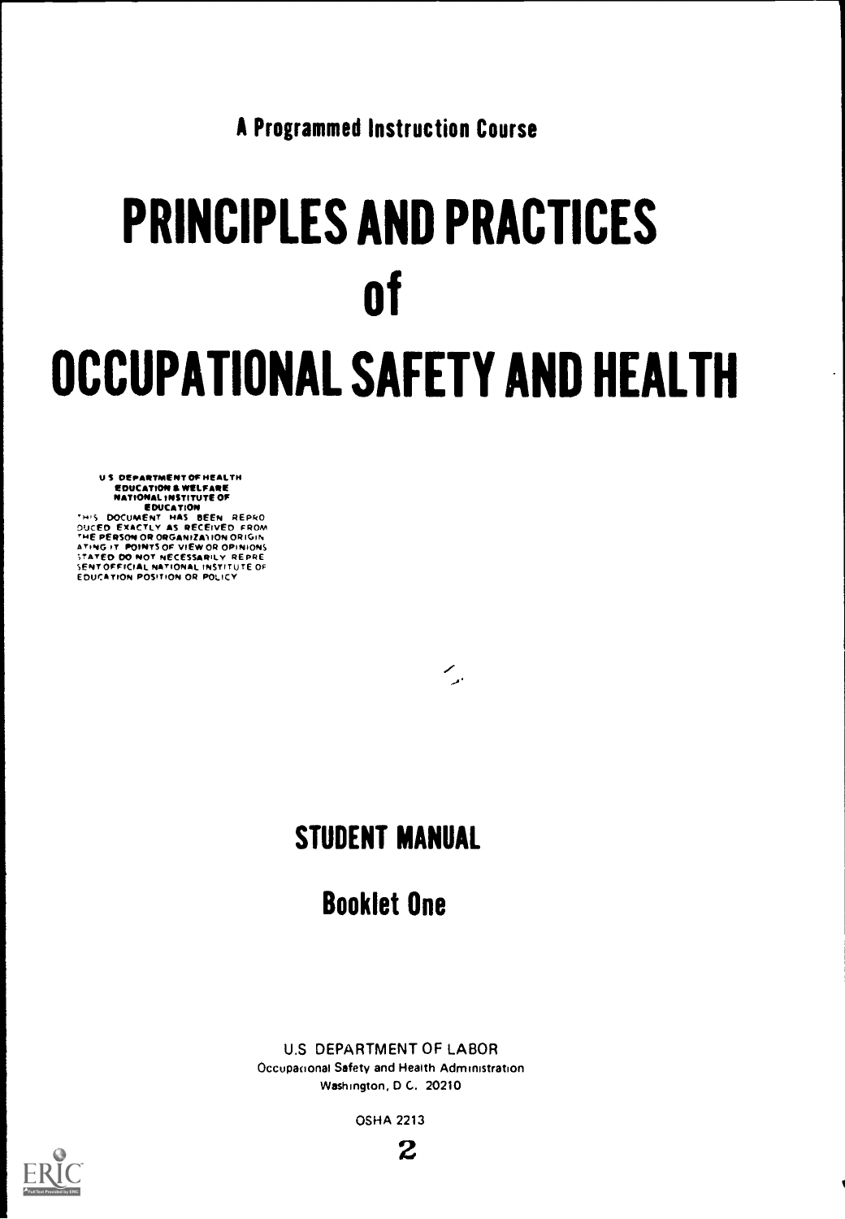A Programmed Instruction Course

# PRINCIPLES AND PRACTICES of OCCUPATIONAL SAFETY AND HEALTH

U S DEPARTMENT OF HEALTH EDUCATION & WELFARE NATIONAL INSTITUTE OF EDUCATION
THIS DOCUMENT HAS BEEN REPRODUCED EXACTLY AS RECEIVED FROM THE PERSON OR ORGANIZATION ORIGINATING IT POINTS OF VIEW OR OPINIONS STATED DO NOT NECESSARILY REPRESENT OFFICIAL NATIONAL INSTITUTE OF EDUCATION POSITION OR POLICY

## STUDENT MANUAL

## Booklet One

U.S DEPARTMENT OF LABOR
Occupational Safety and Health Administration
Washington, D C. 20210

OSHA 2213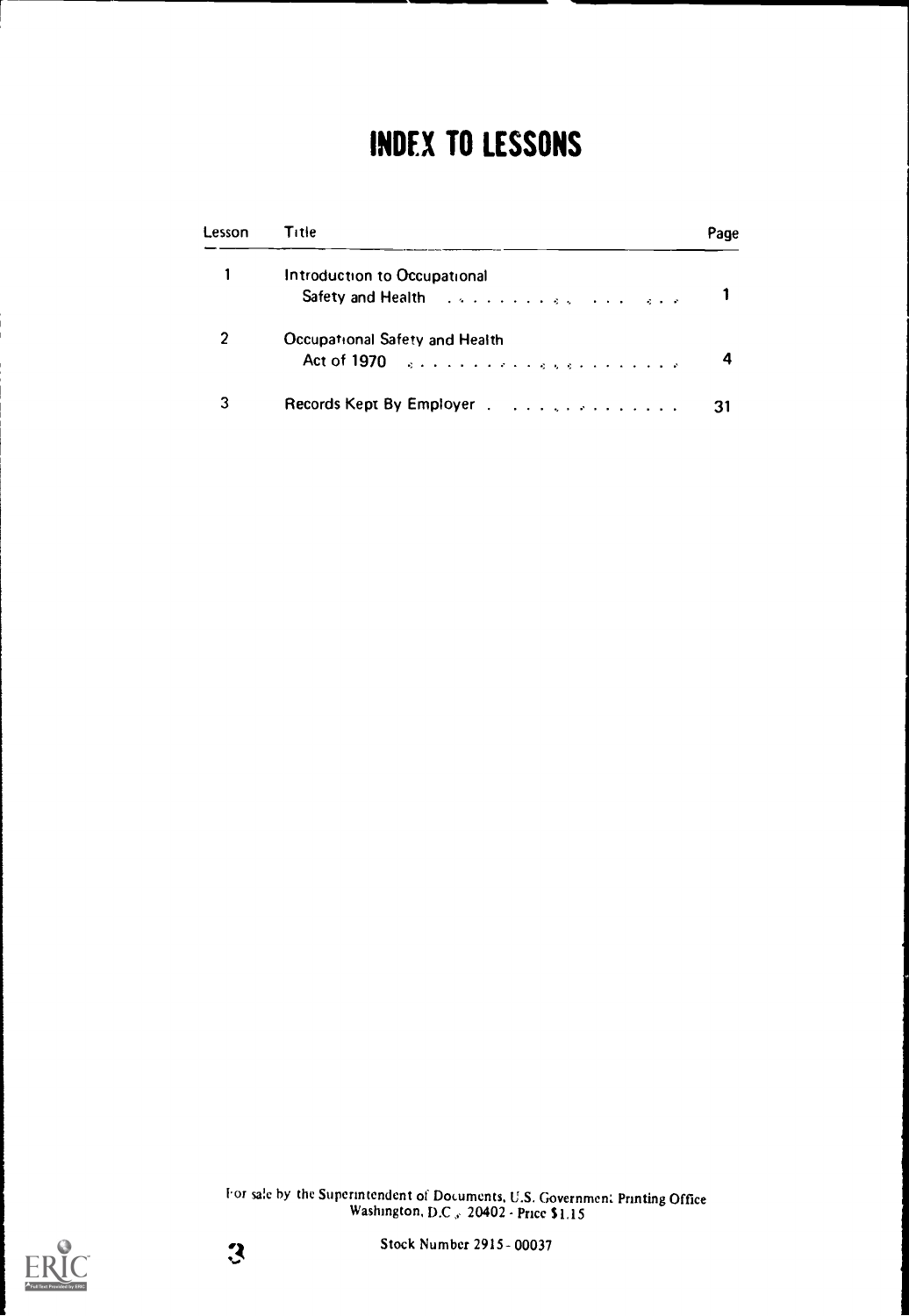# INDEX TO LESSONS

| Lesson | Title | Page |
|---|---|---|
| 1 | Introduction to Occupational Safety and Health | 1 |
| 2 | Occupational Safety and Health Act of 1970 | 4 |
| 3 | Records Kept By Employer | 31 |

For sale by the Superintendent of Documents, U.S. Government Printing Office
Washington, D.C. 20402 - Price $1.15

Stock Number 2915 - 00037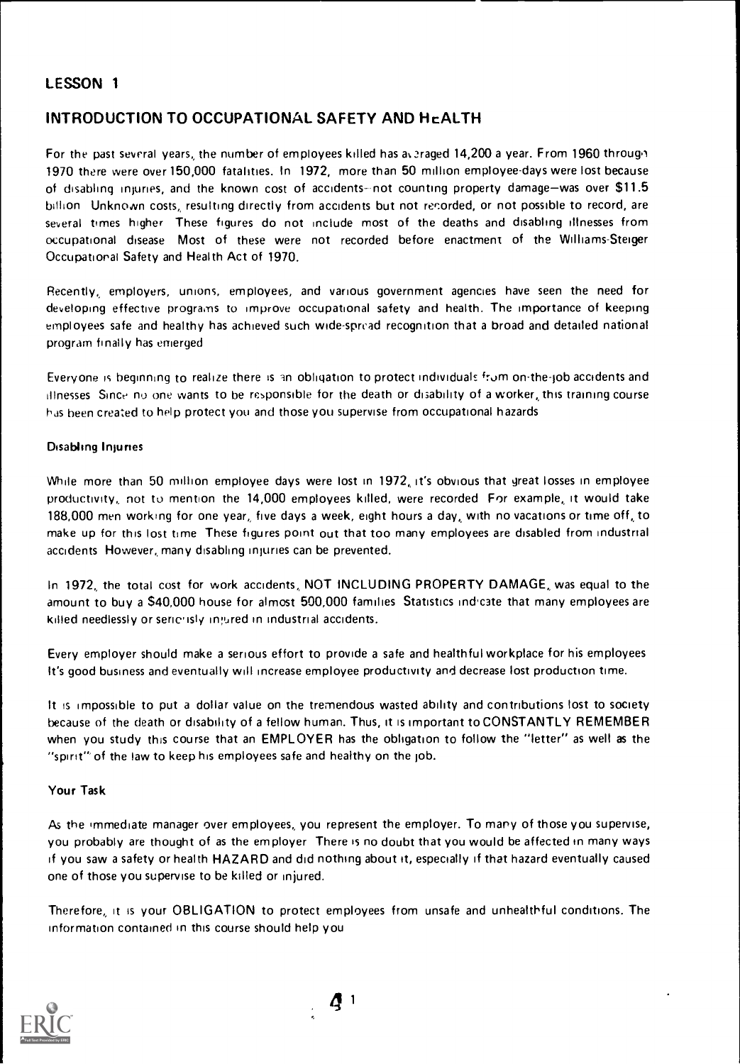## LESSON 1

## INTRODUCTION TO OCCUPATIONAL SAFETY AND HEALTH

For the past several years, the number of employees killed has averaged 14,200 a year. From 1960 through 1970 there were over 150,000 fatalities. In 1972, more than 50 million employee-days were lost because of disabling injuries, and the known cost of accidents—not counting property damage—was over $11.5 billion. Unknown costs, resulting directly from accidents but not recorded, or not possible to record, are several times higher. These figures do not include most of the deaths and disabling illnesses from occupational disease. Most of these were not recorded before enactment of the Williams-Steiger Occupational Safety and Health Act of 1970.

Recently, employers, unions, employees, and various government agencies have seen the need for developing effective programs to improve occupational safety and health. The importance of keeping employees safe and healthy has achieved such wide-spread recognition that a broad and detailed national program finally has emerged.

Everyone is beginning to realize there is an obligation to protect individuals from on-the-job accidents and illnesses. Since no one wants to be responsible for the death or disability of a worker, this training course has been created to help protect you and those you supervise from occupational hazards.

### Disabling Injuries

While more than 50 million employee days were lost in 1972, it's obvious that great losses in employee productivity, not to mention the 14,000 employees killed, were recorded. For example, it would take 188,000 men working for one year, five days a week, eight hours a day, with no vacations or time off, to make up for this lost time. These figures point out that too many employees are disabled from industrial accidents. However, many disabling injuries can be prevented.

In 1972, the total cost for work accidents, NOT INCLUDING PROPERTY DAMAGE, was equal to the amount to buy a $40,000 house for almost 500,000 families. Statistics indicate that many employees are killed needlessly or seriously injured in industrial accidents.

Every employer should make a serious effort to provide a safe and healthful workplace for his employees. It's good business and eventually will increase employee productivity and decrease lost production time.

It is impossible to put a dollar value on the tremendous wasted ability and contributions lost to society because of the death or disability of a fellow human. Thus, it is important to CONSTANTLY REMEMBER when you study this course that an EMPLOYER has the obligation to follow the "letter" as well as the "spirit" of the law to keep his employees safe and healthy on the job.

### Your Task

As the immediate manager over employees, you represent the employer. To many of those you supervise, you probably are thought of as the employer. There is no doubt that you would be affected in many ways if you saw a safety or health HAZARD and did nothing about it, especially if that hazard eventually caused one of those you supervise to be killed or injured.

Therefore, it is your OBLIGATION to protect employees from unsafe and unhealthful conditions. The information contained in this course should help you.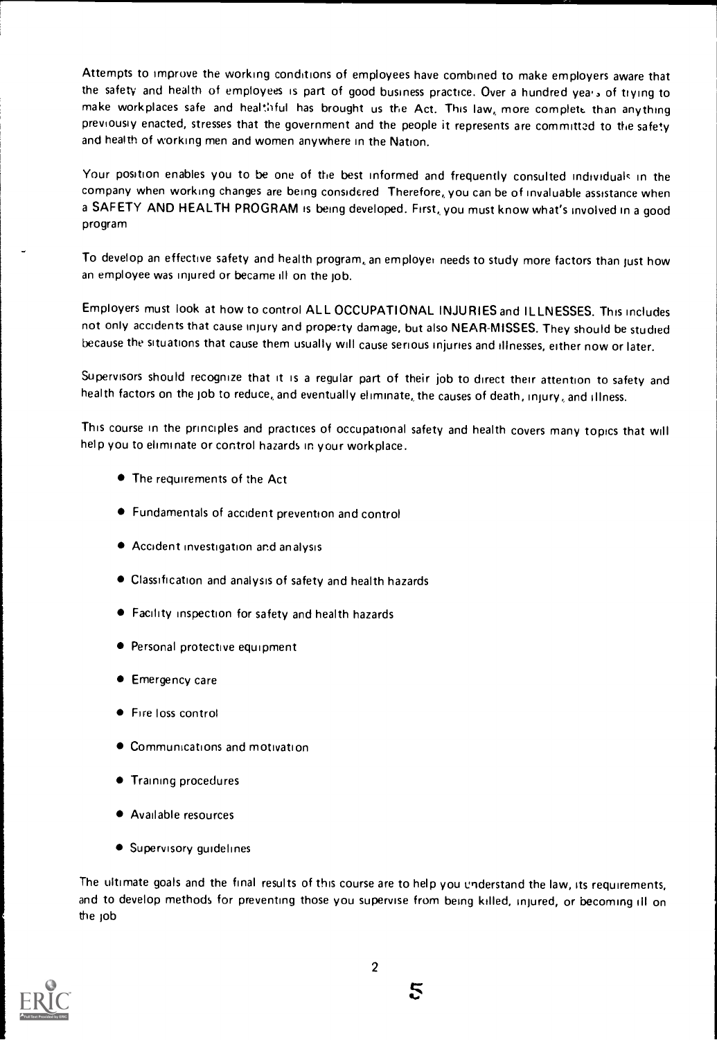Attempts to improve the working conditions of employees have combined to make employers aware that the safety and health of employees is part of good business practice. Over a hundred years of trying to make workplaces safe and healthful has brought us the Act. This law, more complete than anything previously enacted, stresses that the government and the people it represents are committed to the safety and health of working men and women anywhere in the Nation.

Your position enables you to be one of the best informed and frequently consulted individuals in the company when working changes are being considered. Therefore, you can be of invaluable assistance when a **SAFETY AND HEALTH PROGRAM** is being developed. First, you must know what's involved in a good program.

To develop an effective safety and health program, an employer needs to study more factors than just how an employee was injured or became ill on the job.

Employers must look at how to control **ALL OCCUPATIONAL INJURIES** and **ILLNESSES**. This includes not only accidents that cause injury and property damage, but also **NEAR-MISSES**. They should be studied because the situations that cause them usually will cause serious injuries and illnesses, either now or later.

Supervisors should recognize that it is a regular part of their job to direct their attention to safety and health factors on the job to reduce, and eventually eliminate, the causes of death, injury, and illness.

This course in the principles and practices of occupational safety and health covers many topics that will help you to eliminate or control hazards in your workplace.

- The requirements of the Act
- Fundamentals of accident prevention and control
- Accident investigation and analysis
- Classification and analysis of safety and health hazards
- Facility inspection for safety and health hazards
- Personal protective equipment
- Emergency care
- Fire loss control
- Communications and motivation
- Training procedures
- Available resources
- Supervisory guidelines

The ultimate goals and the final results of this course are to help you understand the law, its requirements, and to develop methods for preventing those you supervise from being killed, injured, or becoming ill on the job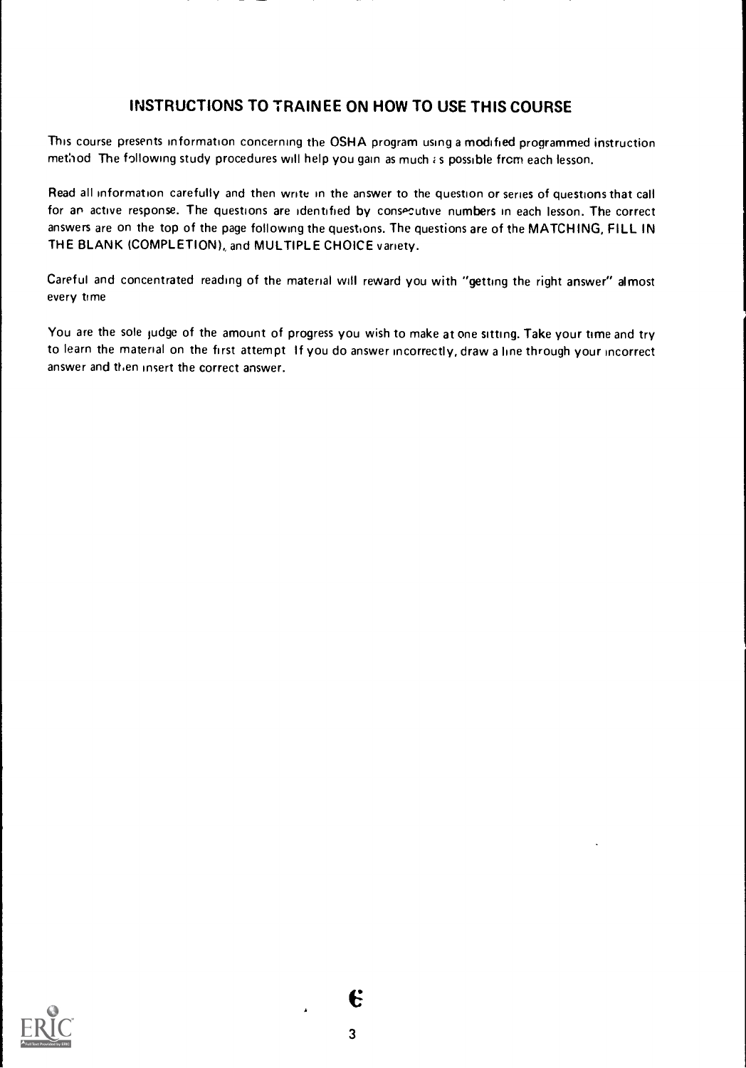## INSTRUCTIONS TO TRAINEE ON HOW TO USE THIS COURSE

This course presents information concerning the OSHA program using a modified programmed instruction method The following study procedures will help you gain as much as possible from each lesson.

Read all information carefully and then write in the answer to the question or series of questions that call for an active response. The questions are identified by consecutive numbers in each lesson. The correct answers are on the top of the page following the questions. The questions are of the MATCHING, FILL IN THE BLANK (COMPLETION), and MULTIPLE CHOICE variety.

Careful and concentrated reading of the material will reward you with "getting the right answer" almost every time

You are the sole judge of the amount of progress you wish to make at one sitting. Take your time and try to learn the material on the first attempt If you do answer incorrectly, draw a line through your incorrect answer and then insert the correct answer.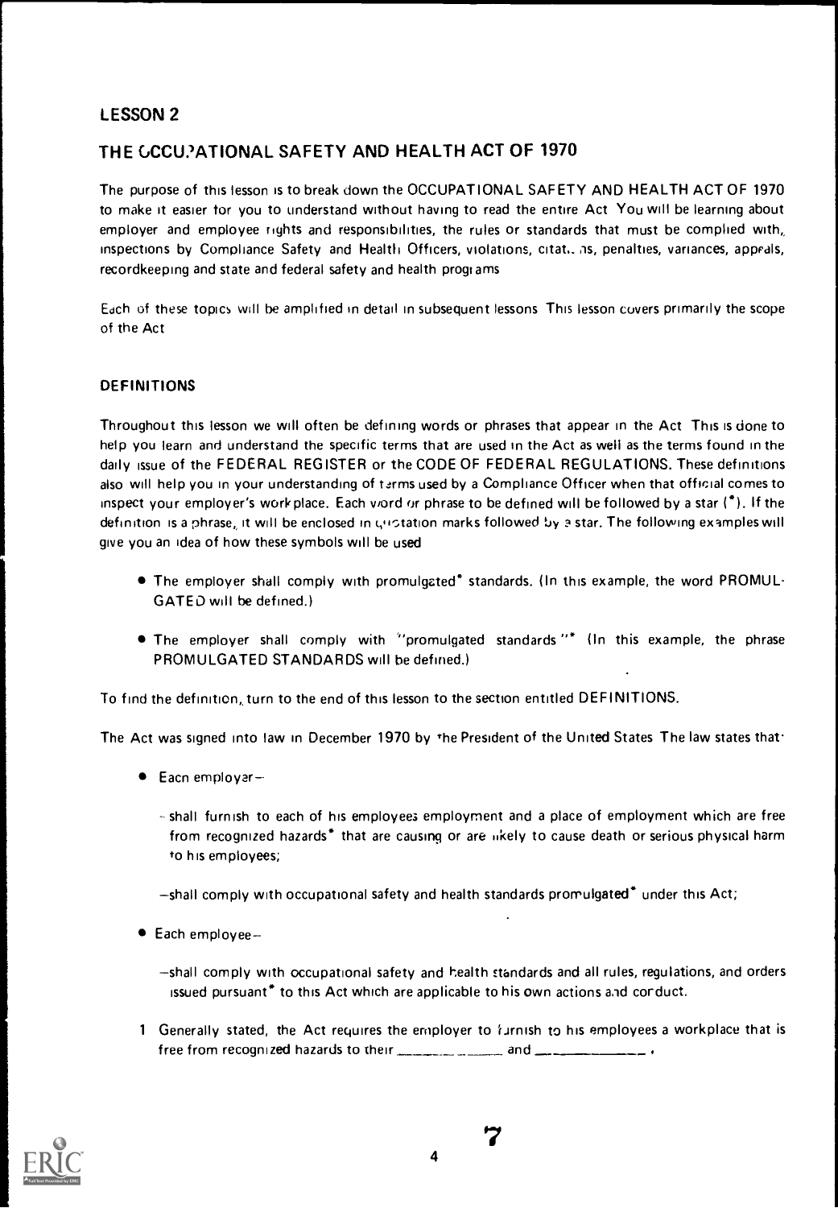## LESSON 2

## THE OCCUPATIONAL SAFETY AND HEALTH ACT OF 1970

The purpose of this lesson is to break down the OCCUPATIONAL SAFETY AND HEALTH ACT OF 1970 to make it easier for you to understand without having to read the entire Act. You will be learning about employer and employee rights and responsibilities, the rules or standards that must be complied with, inspections by Compliance Safety and Health Officers, violations, citations, penalties, variances, appeals, recordkeeping and state and federal safety and health programs.

Each of these topics will be amplified in detail in subsequent lessons. This lesson covers primarily the scope of the Act.

### DEFINITIONS

Throughout this lesson we will often be defining words or phrases that appear in the Act. This is done to help you learn and understand the specific terms that are used in the Act as well as the terms found in the daily issue of the FEDERAL REGISTER or the CODE OF FEDERAL REGULATIONS. These definitions also will help you in your understanding of terms used by a Compliance Officer when that official comes to inspect your employer's workplace. Each word or phrase to be defined will be followed by a star (*). If the definition is a phrase, it will be enclosed in quotation marks followed by a star. The following examples will give you an idea of how these symbols will be used.

- The employer shall comply with promulgated* standards. (In this example, the word PROMULGATED will be defined.)
- The employer shall comply with "promulgated standards."* (In this example, the phrase PROMULGATED STANDARDS will be defined.)

To find the definition, turn to the end of this lesson to the section entitled DEFINITIONS.

The Act was signed into law in December 1970 by the President of the United States. The law states that:

- Each employer—
  - —shall furnish to each of his employees employment and a place of employment which are free from recognized hazards* that are causing or are likely to cause death or serious physical harm to his employees;
  - —shall comply with occupational safety and health standards promulgated* under this Act;
- Each employee—
  - —shall comply with occupational safety and health standards and all rules, regulations, and orders issued pursuant* to this Act which are applicable to his own actions and conduct.

1. Generally stated, the Act requires the employer to furnish to his employees a workplace that is free from recognized hazards to their \_\_\_\_\_\_\_\_\_\_\_\_ and \_\_\_\_\_\_\_\_\_\_\_\_.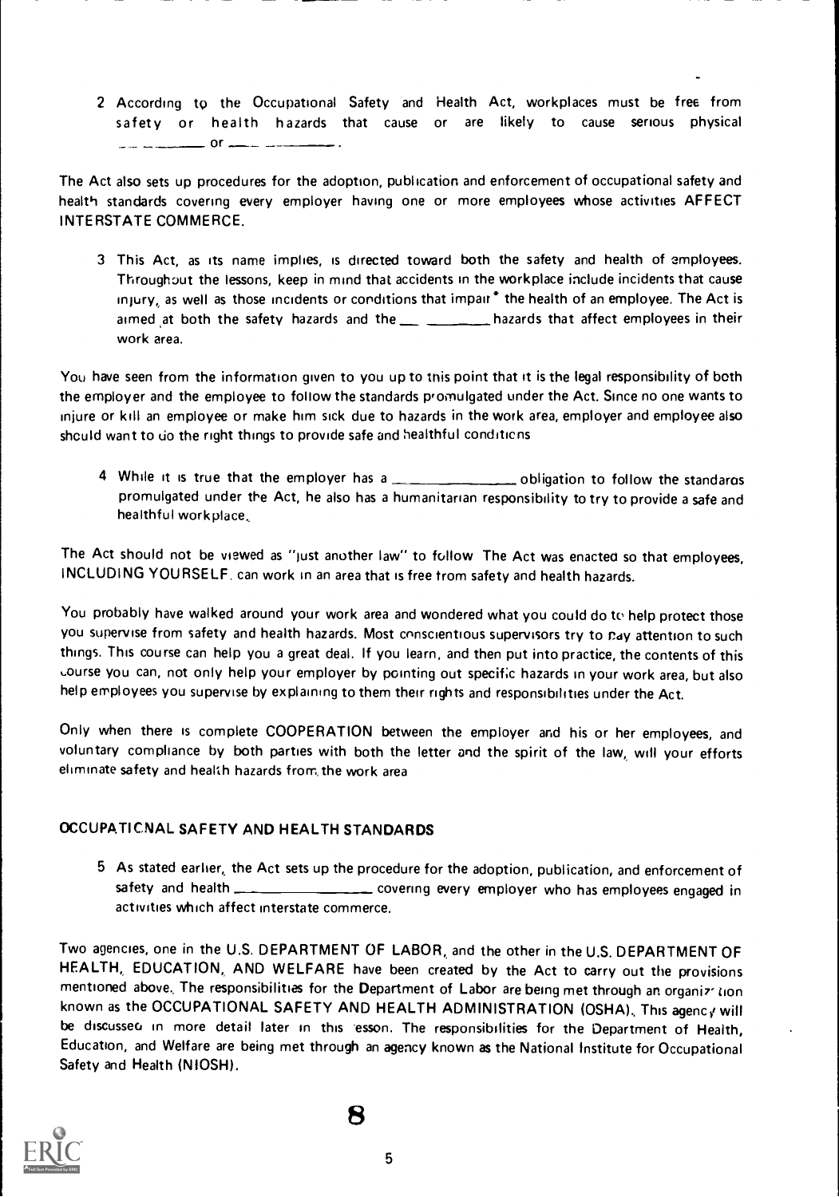2 According to the Occupational Safety and Health Act, workplaces must be free from safety or health hazards that cause or are likely to cause serious physical ________ or ________.

The Act also sets up procedures for the adoption, publication and enforcement of occupational safety and health standards covering every employer having one or more employees whose activities AFFECT INTERSTATE COMMERCE.

3 This Act, as its name implies, is directed toward both the safety and health of employees. Throughout the lessons, keep in mind that accidents in the workplace include incidents that cause injury, as well as those incidents or conditions that impair* the health of an employee. The Act is aimed at both the safety hazards and the ________ hazards that affect employees in their work area.

You have seen from the information given to you up to this point that it is the legal responsibility of both the employer and the employee to follow the standards promulgated under the Act. Since no one wants to injure or kill an employee or make him sick due to hazards in the work area, employer and employee also should want to do the right things to provide safe and healthful conditions

4 While it is true that the employer has a ________ obligation to follow the standards promulgated under the Act, he also has a humanitarian responsibility to try to provide a safe and healthful workplace.

The Act should not be viewed as "just another law" to follow The Act was enacted so that employees, INCLUDING YOURSELF, can work in an area that is free from safety and health hazards.

You probably have walked around your work area and wondered what you could do to help protect those you supervise from safety and health hazards. Most conscientious supervisors try to pay attention to such things. This course can help you a great deal. If you learn, and then put into practice, the contents of this course you can, not only help your employer by pointing out specific hazards in your work area, but also help employees you supervise by explaining to them their rights and responsibilities under the Act.

Only when there is complete COOPERATION between the employer and his or her employees, and voluntary compliance by both parties with both the letter and the spirit of the law, will your efforts eliminate safety and health hazards from the work area

## OCCUPATIONAL SAFETY AND HEALTH STANDARDS

5 As stated earlier, the Act sets up the procedure for the adoption, publication, and enforcement of safety and health ________ covering every employer who has employees engaged in activities which affect interstate commerce.

Two agencies, one in the U.S. DEPARTMENT OF LABOR, and the other in the U.S. DEPARTMENT OF HEALTH, EDUCATION, AND WELFARE have been created by the Act to carry out the provisions mentioned above. The responsibilities for the Department of Labor are being met through an organization known as the OCCUPATIONAL SAFETY AND HEALTH ADMINISTRATION (OSHA). This agency will be discussed in more detail later in this lesson. The responsibilities for the Department of Health, Education, and Welfare are being met through an agency known as the National Institute for Occupational Safety and Health (NIOSH).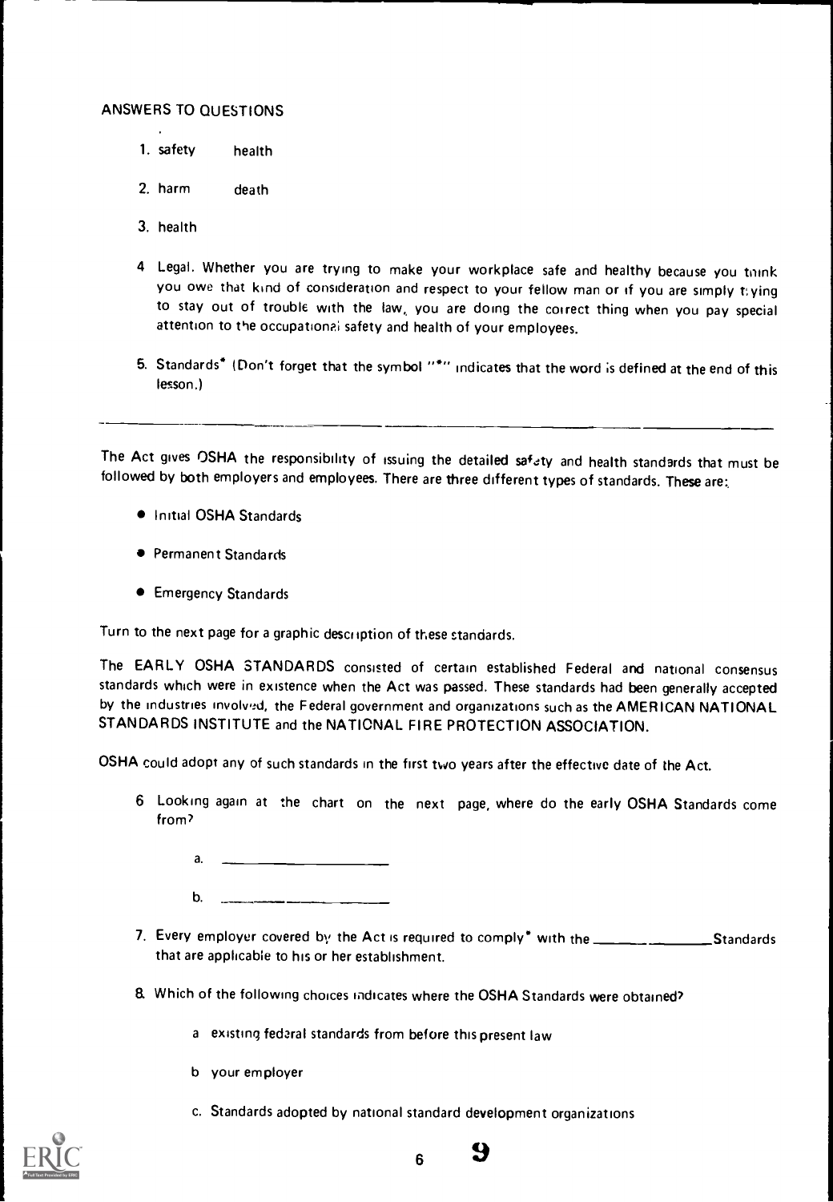ANSWERS TO QUESTIONS

1. safety health
2. harm death
3. health
4. Legal. Whether you are trying to make your workplace safe and healthy because you think you owe that kind of consideration and respect to your fellow man or if you are simply trying to stay out of trouble with the law, you are doing the correct thing when you pay special attention to the occupational safety and health of your employees.
5. Standards* (Don't forget that the symbol "*" indicates that the word is defined at the end of this lesson.)

---

The Act gives OSHA the responsibility of issuing the detailed safety and health standards that must be followed by both employers and employees. There are three different types of standards. These are:

- Initial OSHA Standards
- Permanent Standards
- Emergency Standards

Turn to the next page for a graphic description of these standards.

The EARLY OSHA STANDARDS consisted of certain established Federal and national consensus standards which were in existence when the Act was passed. These standards had been generally accepted by the industries involved, the Federal government and organizations such as the AMERICAN NATIONAL STANDARDS INSTITUTE and the NATIONAL FIRE PROTECTION ASSOCIATION.

OSHA could adopt any of such standards in the first two years after the effective date of the Act.

6. Looking again at the chart on the next page, where do the early OSHA Standards come from?

   a. ____________________

   b. ____________________

7. Every employer covered by the Act is required to comply* with the ______________ Standards that are applicable to his or her establishment.

8. Which of the following choices indicates where the OSHA Standards were obtained?

   a. existing federal standards from before this present law

   b. your employer

   c. Standards adopted by national standard development organizations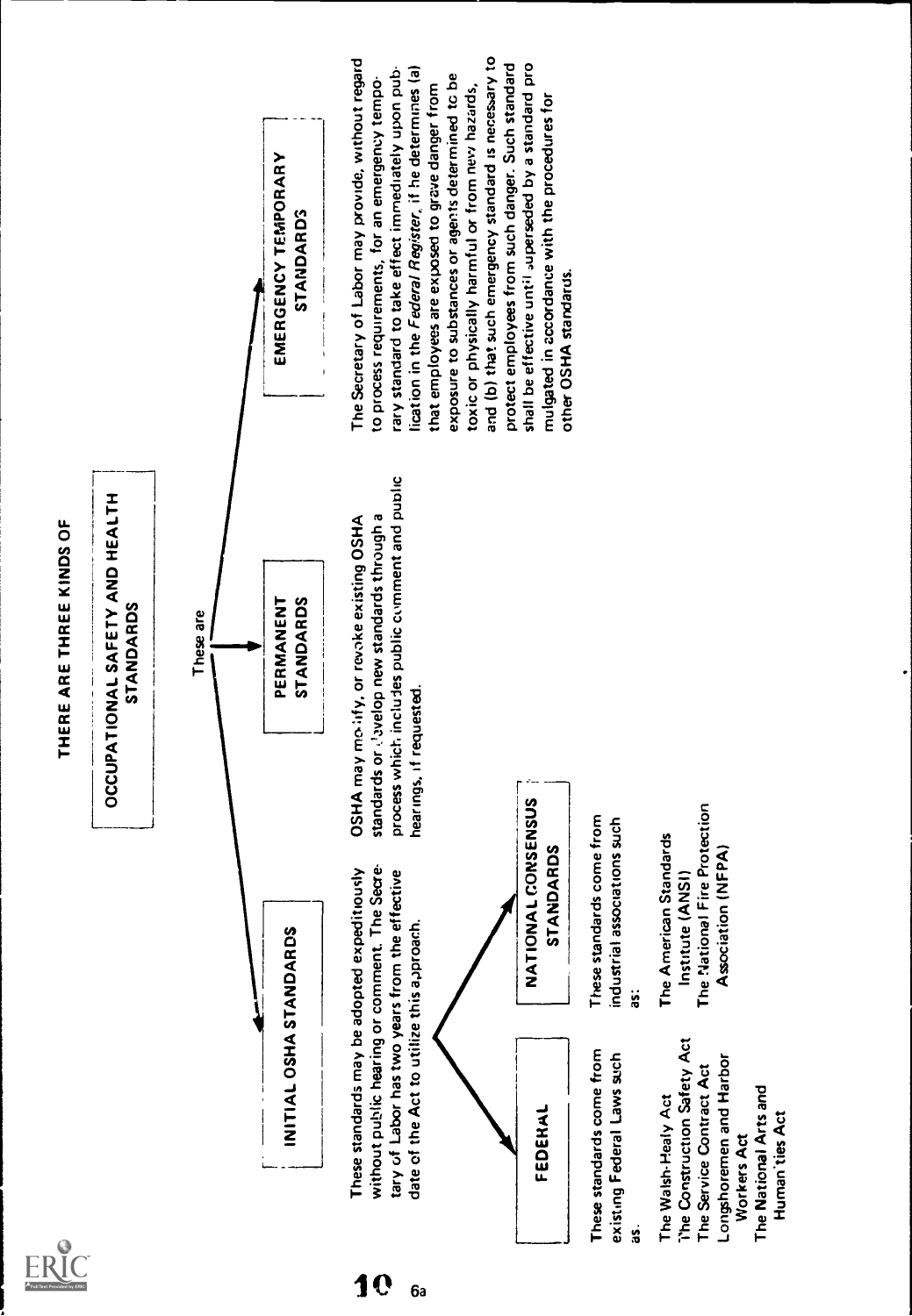# THERE ARE THREE KINDS OF

## OCCUPATIONAL SAFETY AND HEALTH STANDARDS

These are

### INITIAL OSHA STANDARDS

These standards may be adopted expeditiously without public hearing or comment. The Secretary of Labor has two years from the effective date of the Act to utilize this approach.

#### FEDERAL

These standards come from existing Federal Laws such as:

- The Walsh-Healy Act
- The Construction Safety Act
- The Service Contract Act
- Longshoremen and Harbor Workers Act
- The National Arts and Humanities Act

#### NATIONAL CONSENSUS STANDARDS

These standards come from industrial associations such as:

- The American Standards Institute (ANSI)
- The National Fire Protection Association (NFPA)

### PERMANENT STANDARDS

OSHA may modify, or revoke existing OSHA standards or develop new standards through a process which includes public comment and public hearings, if requested.

### EMERGENCY TEMPORARY STANDARDS

The Secretary of Labor may provide, without regard to process requirements, for an emergency temporary standard to take effect immediately upon publication in the *Federal Register*, if he determines (a) that employees are exposed to grave danger from exposure to substances or agents determined to be toxic or physically harmful or from new hazards, and (b) that such emergency standard is necessary to protect employees from such danger. Such standard shall be effective until superseded by a standard promulgated in accordance with the procedures for other OSHA standards.

6a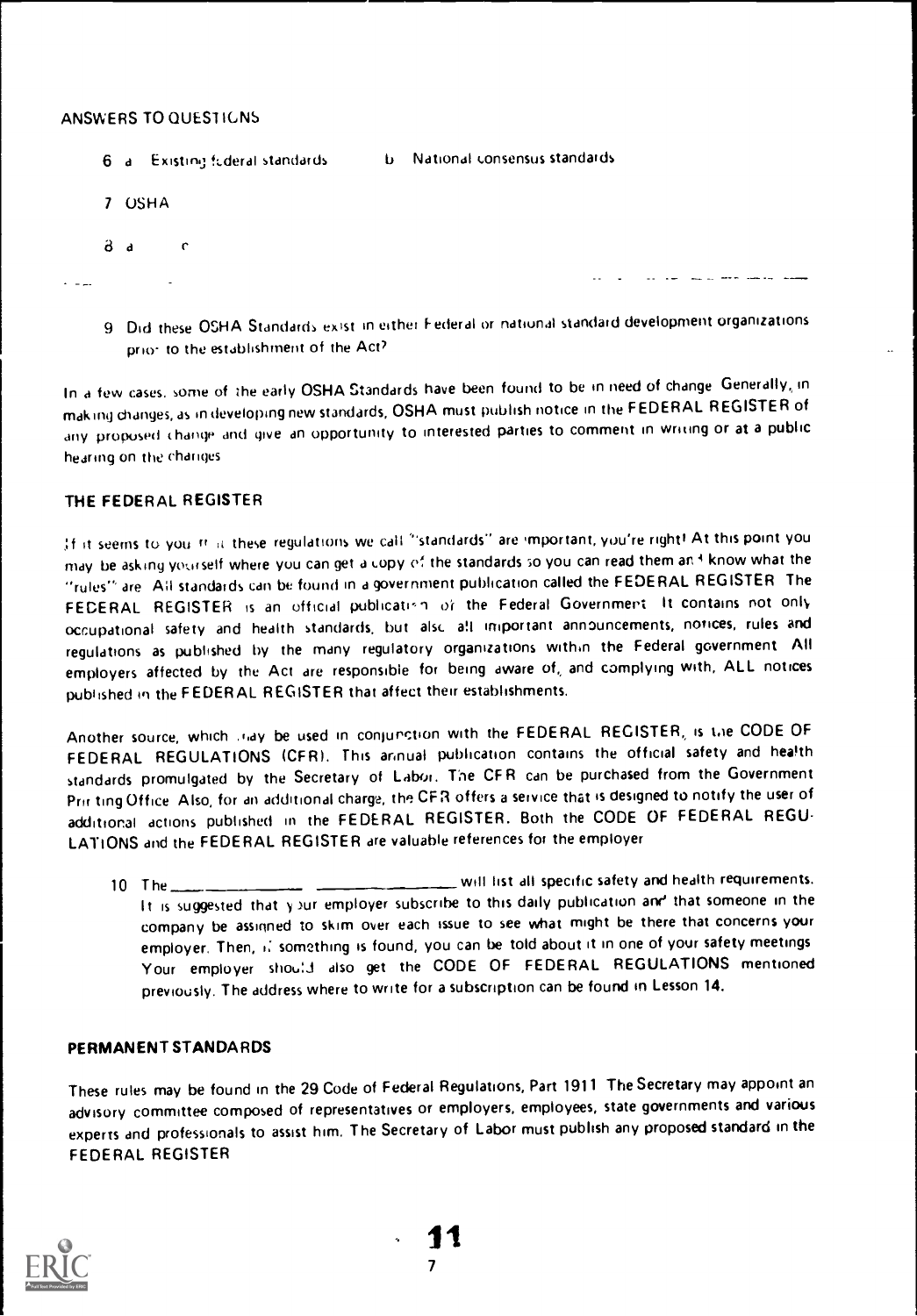ANSWERS TO QUESTIONS

6 a Existing federal standards b National consensus standards

7 OSHA

8 a c

9 Did these OSHA Standards exist in either Federal or national standard development organizations prior to the establishment of the Act?

In a few cases, some of the early OSHA Standards have been found to be in need of change. Generally, in making changes, as in developing new standards, OSHA must publish notice in the FEDERAL REGISTER of any proposed change and give an opportunity to interested parties to comment in writing or at a public hearing on the changes

## THE FEDERAL REGISTER

If it seems to you that these regulations we call "standards" are important, you're right! At this point you may be asking yourself where you can get a copy of the standards so you can read them and know what the "rules" are. All standards can be found in a government publication called the FEDERAL REGISTER. The FEDERAL REGISTER is an official publication of the Federal Government. It contains not only occupational safety and health standards, but also all important announcements, notices, rules and regulations as published by the many regulatory organizations within the Federal government. All employers affected by the Act are responsible for being aware of, and complying with, ALL notices published in the FEDERAL REGISTER that affect their establishments.

Another source, which may be used in conjunction with the FEDERAL REGISTER, is the CODE OF FEDERAL REGULATIONS (CFR). This annual publication contains the official safety and health standards promulgated by the Secretary of Labor. The CFR can be purchased from the Government Printing Office. Also, for an additional charge, the CFR offers a service that is designed to notify the user of additional actions published in the FEDERAL REGISTER. Both the CODE OF FEDERAL REGULATIONS and the FEDERAL REGISTER are valuable references for the employer

10 The ________________ ________________ will list all specific safety and health requirements. It is suggested that your employer subscribe to this daily publication and that someone in the company be assigned to skim over each issue to see what might be there that concerns your employer. Then, if something is found, you can be told about it in one of your safety meetings. Your employer should also get the CODE OF FEDERAL REGULATIONS mentioned previously. The address where to write for a subscription can be found in Lesson 14.

## PERMANENT STANDARDS

These rules may be found in the 29 Code of Federal Regulations, Part 1911. The Secretary may appoint an advisory committee composed of representatives or employers, employees, state governments and various experts and professionals to assist him. The Secretary of Labor must publish any proposed standard in the FEDERAL REGISTER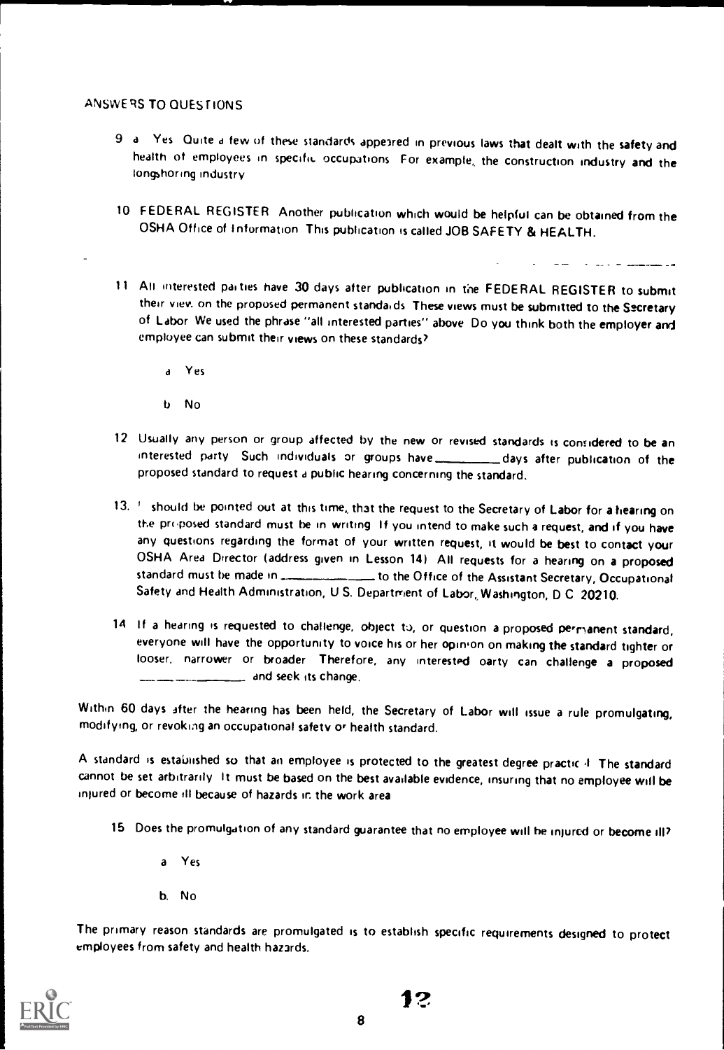ANSWERS TO QUESTIONS

9 a Yes Quite a few of these standards appeared in previous laws that dealt with the safety and health of employees in specific occupations For example, the construction industry and the longshoring industry

10 FEDERAL REGISTER Another publication which would be helpful can be obtained from the OSHA Office of Information This publication is called JOB SAFETY & HEALTH.

11 All interested parties have 30 days after publication in the FEDERAL REGISTER to submit their view on the proposed permanent standards These views must be submitted to the Secretary of Labor We used the phrase "all interested parties" above Do you think both the employer and employee can submit their views on these standards?

a Yes

b No

12 Usually any person or group affected by the new or revised standards is considered to be an interested party Such individuals or groups have _________ days after publication of the proposed standard to request a public hearing concerning the standard.

13. It should be pointed out at this time, that the request to the Secretary of Labor for a hearing on the proposed standard must be in writing If you intend to make such a request, and if you have any questions regarding the format of your written request, it would be best to contact your OSHA Area Director (address given in Lesson 14) All requests for a hearing on a proposed standard must be made in _____________ to the Office of the Assistant Secretary, Occupational Safety and Health Administration, U S. Department of Labor, Washington, D C 20210.

14 If a hearing is requested to challenge, object to, or question a proposed permanent standard, everyone will have the opportunity to voice his or her opinion on making the standard tighter or looser, narrower or broader Therefore, any interested party can challenge a proposed _______________ and seek its change.

Within 60 days after the hearing has been held, the Secretary of Labor will issue a rule promulgating, modifying, or revoking an occupational safety or health standard.

A standard is established so that an employee is protected to the greatest degree practical The standard cannot be set arbitrarily It must be based on the best available evidence, insuring that no employee will be injured or become ill because of hazards in the work area

15 Does the promulgation of any standard guarantee that no employee will be injured or become ill?

a Yes

b. No

The primary reason standards are promulgated is to establish specific requirements designed to protect employees from safety and health hazards.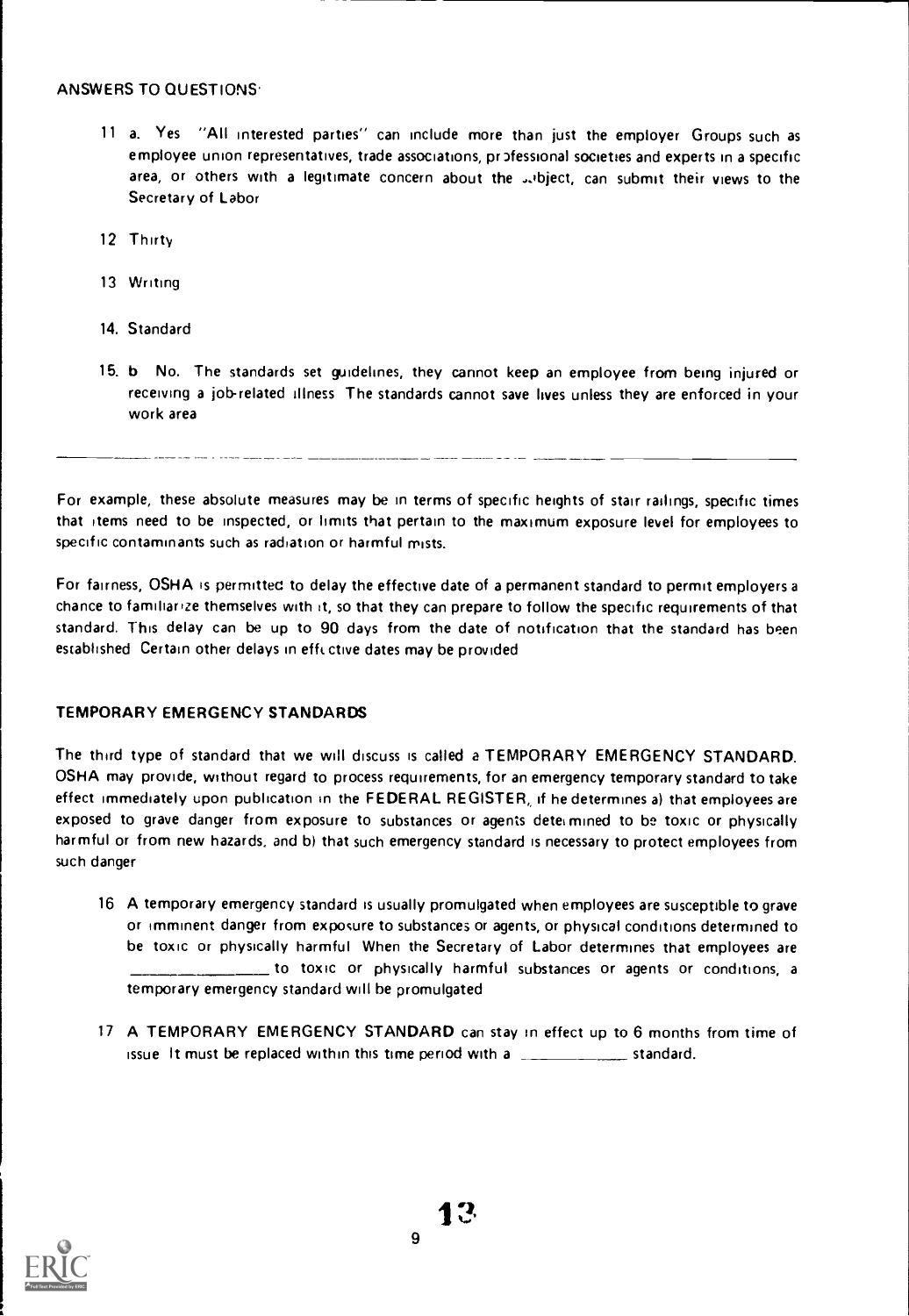ANSWERS TO QUESTIONS

11 a. Yes "All interested parties" can include more than just the employer Groups such as employee union representatives, trade associations, professional societies and experts in a specific area, or others with a legitimate concern about the subject, can submit their views to the Secretary of Labor

12 Thirty

13 Writing

14. Standard

15. b No. The standards set guidelines, they cannot keep an employee from being injured or receiving a job-related illness The standards cannot save lives unless they are enforced in your work area

---

For example, these absolute measures may be in terms of specific heights of stair railings, specific times that items need to be inspected, or limits that pertain to the maximum exposure level for employees to specific contaminants such as radiation or harmful mists.

For fairness, OSHA is permitted to delay the effective date of a permanent standard to permit employers a chance to familiarize themselves with it, so that they can prepare to follow the specific requirements of that standard. This delay can be up to 90 days from the date of notification that the standard has been established Certain other delays in effective dates may be provided

## TEMPORARY EMERGENCY STANDARDS

The third type of standard that we will discuss is called a **TEMPORARY EMERGENCY STANDARD.** OSHA may provide, without regard to process requirements, for an emergency temporary standard to take effect immediately upon publication in the **FEDERAL REGISTER,** if he determines a) that employees are exposed to grave danger from exposure to substances or agents determined to be toxic or physically harmful or from new hazards, and b) that such emergency standard is necessary to protect employees from such danger

16 A temporary emergency standard is usually promulgated when employees are susceptible to grave or imminent danger from exposure to substances or agents, or physical conditions determined to be toxic or physically harmful When the Secretary of Labor determines that employees are ________________ to toxic or physically harmful substances or agents or conditions, a temporary emergency standard will be promulgated

17 A **TEMPORARY EMERGENCY STANDARD** can stay in effect up to 6 months from time of issue It must be replaced within this time period with a ____________ standard.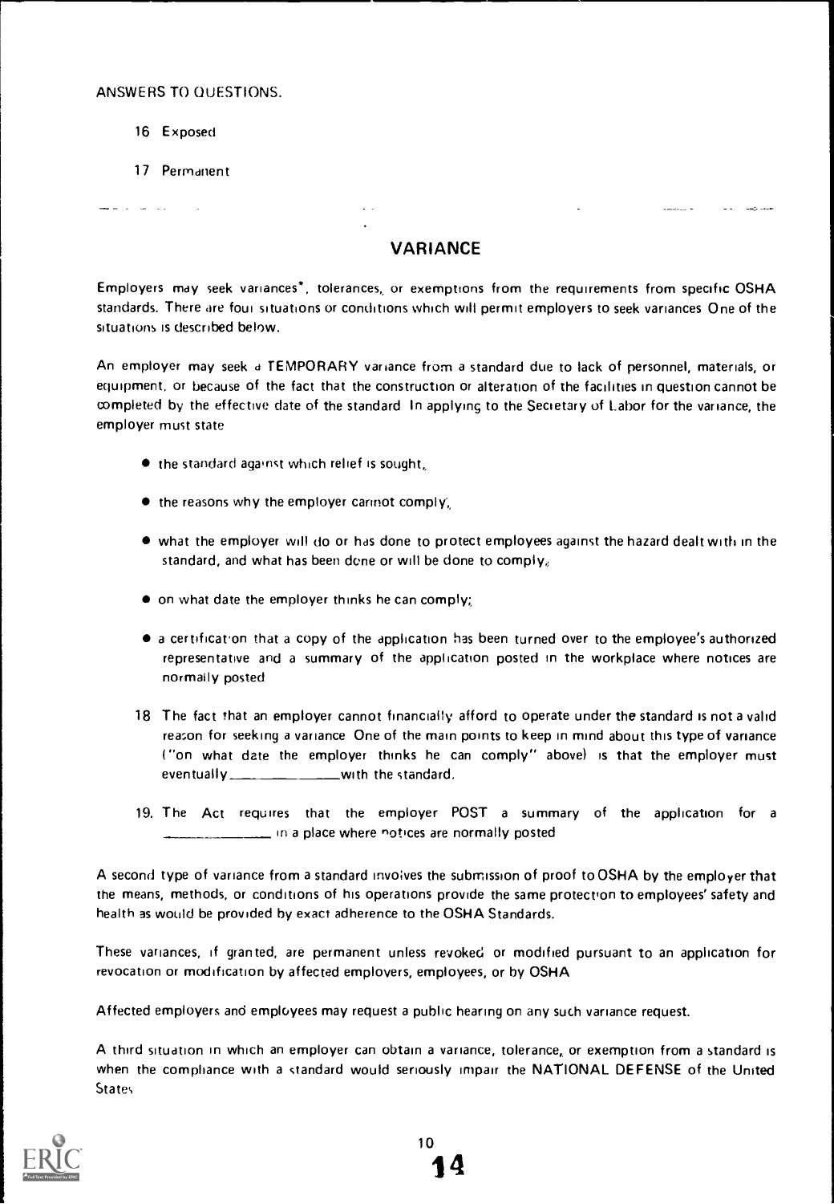ANSWERS TO QUESTIONS.

16 Exposed

17 Permanent

## VARIANCE

Employers may seek variances*, tolerances, or exemptions from the requirements from specific OSHA standards. There are four situations or conditions which will permit employers to seek variances One of the situations is described below.

An employer may seek a TEMPORARY variance from a standard due to lack of personnel, materials, or equipment, or because of the fact that the construction or alteration of the facilities in question cannot be completed by the effective date of the standard In applying to the Secretary of Labor for the variance, the employer must state

- the standard against which relief is sought,
- the reasons why the employer cannot comply,
- what the employer will do or has done to protect employees against the hazard dealt with in the standard, and what has been done or will be done to comply,
- on what date the employer thinks he can comply;
- a certification that a copy of the application has been turned over to the employee's authorized representative and a summary of the application posted in the workplace where notices are normally posted

18 The fact that an employer cannot financially afford to operate under the standard is not a valid reason for seeking a variance One of the main points to keep in mind about this type of variance ("on what date the employer thinks he can comply" above) is that the employer must eventually ______________ with the standard.

19. The Act requires that the employer POST a summary of the application for a ______________ in a place where notices are normally posted

A second type of variance from a standard involves the submission of proof to OSHA by the employer that the means, methods, or conditions of his operations provide the same protection to employees' safety and health as would be provided by exact adherence to the OSHA Standards.

These variances, if granted, are permanent unless revoked or modified pursuant to an application for revocation or modification by affected employers, employees, or by OSHA

Affected employers and employees may request a public hearing on any such variance request.

A third situation in which an employer can obtain a variance, tolerance, or exemption from a standard is when the compliance with a standard would seriously impair the NATIONAL DEFENSE of the United States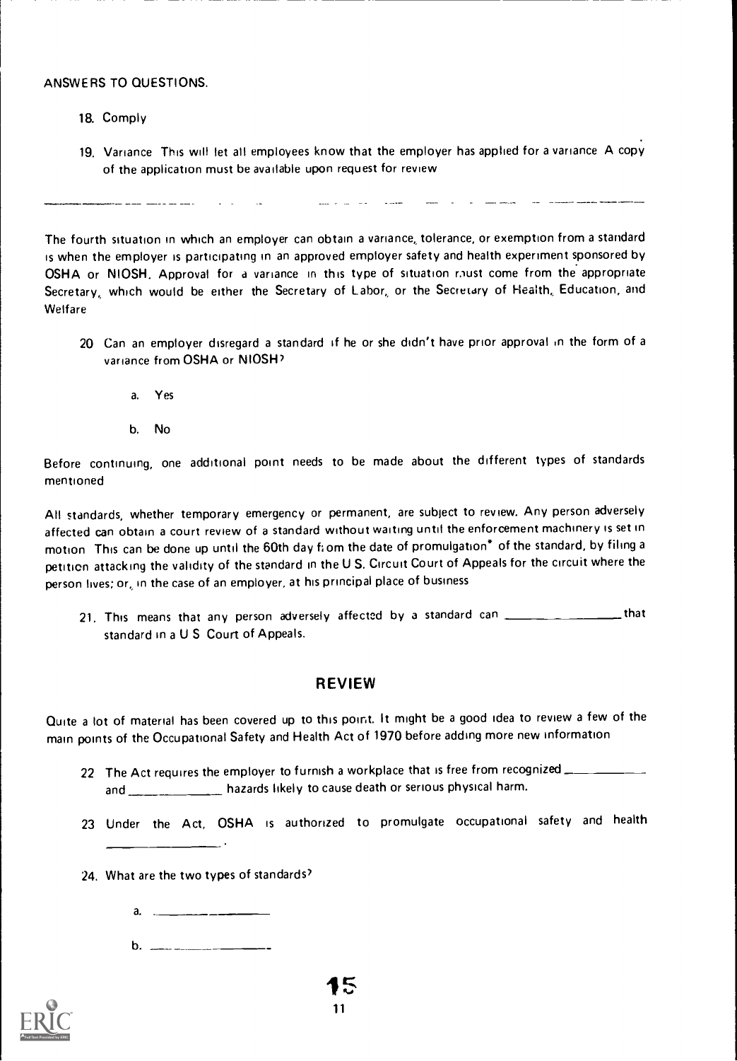ANSWERS TO QUESTIONS.

18. Comply

19. Variance This will let all employees know that the employer has applied for a variance A copy of the application must be available upon request for review

---

The fourth situation in which an employer can obtain a variance, tolerance, or exemption from a standard is when the employer is participating in an approved employer safety and health experiment sponsored by OSHA or NIOSH. Approval for a variance in this type of situation must come from the appropriate Secretary, which would be either the Secretary of Labor, or the Secretary of Health, Education, and Welfare

20 Can an employer disregard a standard if he or she didn't have prior approval in the form of a variance from OSHA or NIOSH?

   a. Yes

   b. No

Before continuing, one additional point needs to be made about the different types of standards mentioned

All standards, whether temporary emergency or permanent, are subject to review. Any person adversely affected can obtain a court review of a standard without waiting until the enforcement machinery is set in motion This can be done up until the 60th day from the date of promulgation* of the standard, by filing a petition attacking the validity of the standard in the U S. Circuit Court of Appeals for the circuit where the person lives; or, in the case of an employer, at his principal place of business

21. This means that any person adversely affected by a standard can ________________ that standard in a U S Court of Appeals.

## REVIEW

Quite a lot of material has been covered up to this point. It might be a good idea to review a few of the main points of the Occupational Safety and Health Act of 1970 before adding more new information

22 The Act requires the employer to furnish a workplace that is free from recognized ____________ and ______________ hazards likely to cause death or serious physical harm.

23 Under the Act, OSHA is authorized to promulgate occupational safety and health ________________.

24. What are the two types of standards?

   a. ________________

   b. ________________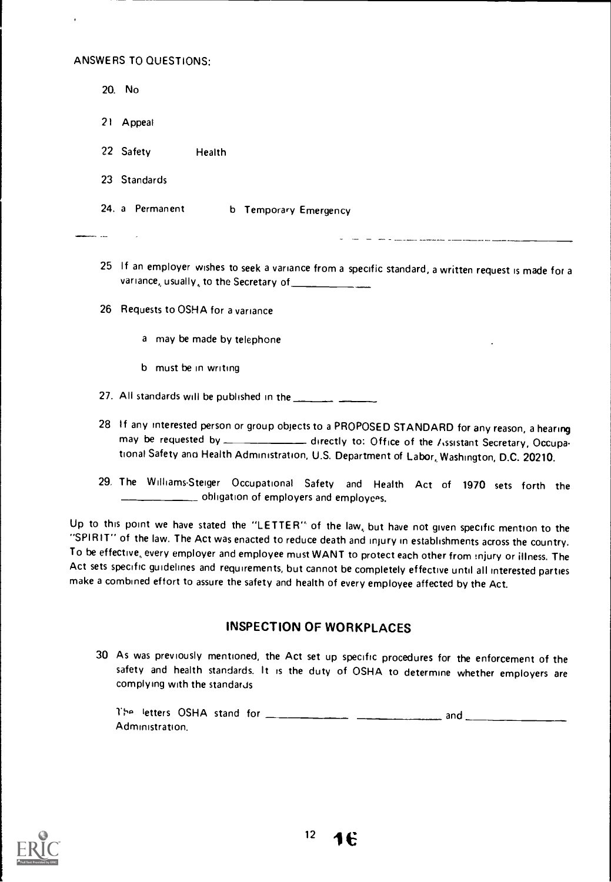ANSWERS TO QUESTIONS:

20. No

21. Appeal

22. Safety     Health

23. Standards

24. a Permanent     b Temporary Emergency

---

25. If an employer wishes to seek a variance from a specific standard, a written request is made for a variance, usually, to the Secretary of ___________

26. Requests to OSHA for a variance

    a may be made by telephone

    b must be in writing

27. All standards will be published in the _______ _______

28. If any interested person or group objects to a PROPOSED STANDARD for any reason, a hearing may be requested by ___________ directly to: Office of the Assistant Secretary, Occupational Safety and Health Administration, U.S. Department of Labor, Washington, D.C. 20210.

29. The Williams-Steiger Occupational Safety and Health Act of 1970 sets forth the ___________ obligation of employers and employees.

Up to this point we have stated the "LETTER" of the law, but have not given specific mention to the "SPIRIT" of the law. The Act was enacted to reduce death and injury in establishments across the country. To be effective, every employer and employee must WANT to protect each other from injury or illness. The Act sets specific guidelines and requirements, but cannot be completely effective until all interested parties make a combined effort to assure the safety and health of every employee affected by the Act.

## INSPECTION OF WORKPLACES

30. As was previously mentioned, the Act set up specific procedures for the enforcement of the safety and health standards. It is the duty of OSHA to determine whether employers are complying with the standards

    The letters OSHA stand for ___________ ___________ and ___________ Administration.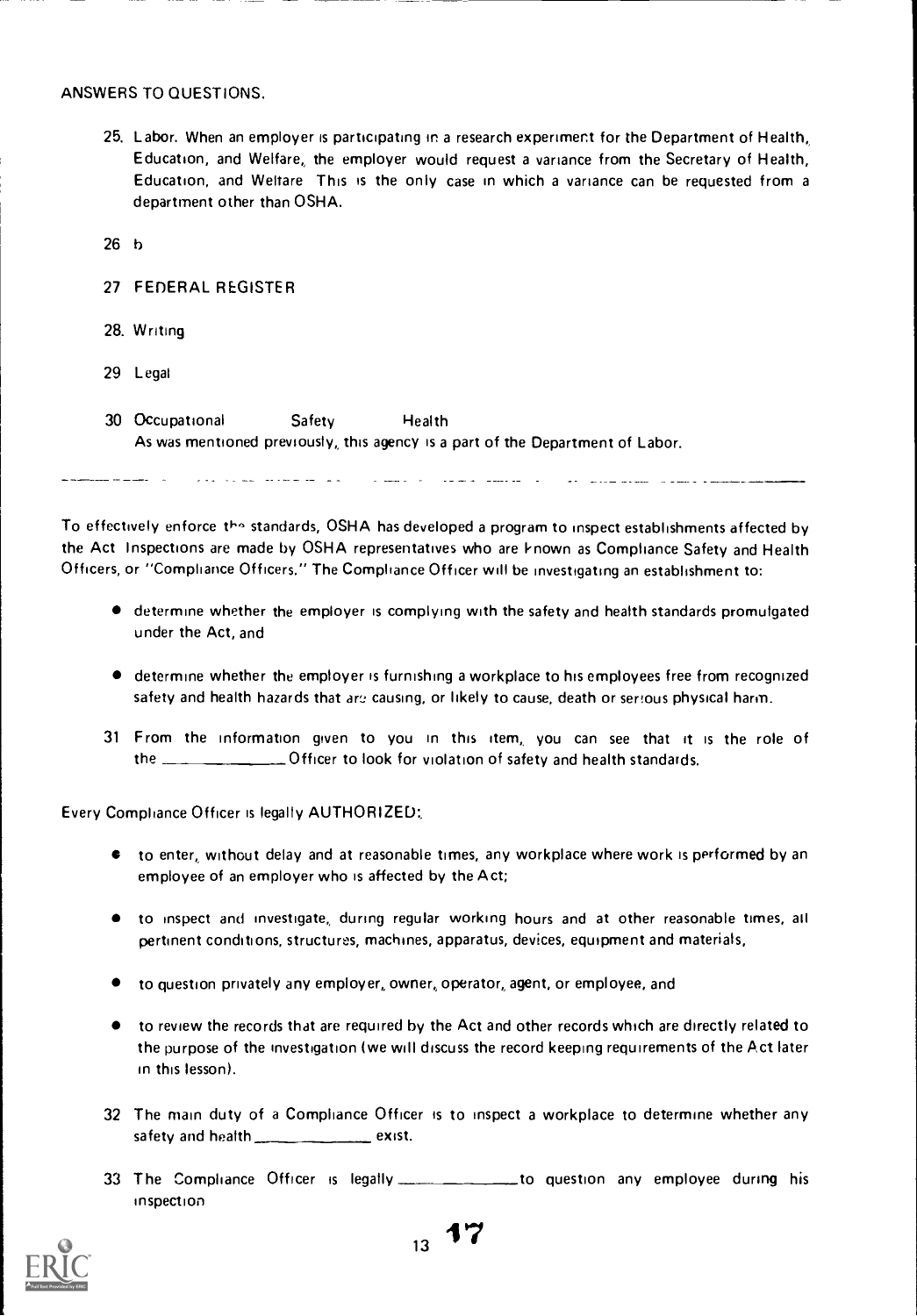ANSWERS TO QUESTIONS.

25. Labor. When an employer is participating in a research experiment for the Department of Health, Education, and Welfare, the employer would request a variance from the Secretary of Health, Education, and Welfare. This is the only case in which a variance can be requested from a department other than OSHA.

26. b

27. FEDERAL REGISTER

28. Writing

29. Legal

30. Occupational Safety Health
    As was mentioned previously, this agency is a part of the Department of Labor.

---

To effectively enforce the standards, OSHA has developed a program to inspect establishments affected by the Act. Inspections are made by OSHA representatives who are known as Compliance Safety and Health Officers, or "Compliance Officers." The Compliance Officer will be investigating an establishment to:

- determine whether the employer is complying with the safety and health standards promulgated under the Act, and
- determine whether the employer is furnishing a workplace to his employees free from recognized safety and health hazards that are causing, or likely to cause, death or serious physical harm.

31. From the information given to you in this item, you can see that it is the role of the ____________ Officer to look for violation of safety and health standards.

Every Compliance Officer is legally AUTHORIZED:

- to enter, without delay and at reasonable times, any workplace where work is performed by an employee of an employer who is affected by the Act;
- to inspect and investigate, during regular working hours and at other reasonable times, all pertinent conditions, structures, machines, apparatus, devices, equipment and materials,
- to question privately any employer, owner, operator, agent, or employee, and
- to review the records that are required by the Act and other records which are directly related to the purpose of the investigation (we will discuss the record keeping requirements of the Act later in this lesson).

32. The main duty of a Compliance Officer is to inspect a workplace to determine whether any safety and health ____________ exist.

33. The Compliance Officer is legally ____________ to question any employee during his inspection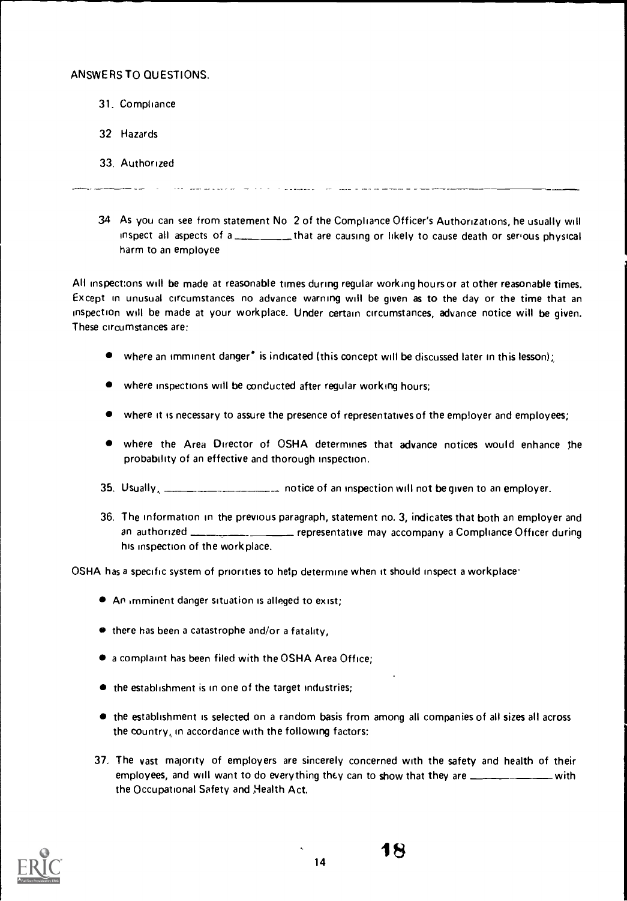ANSWERS TO QUESTIONS.

31. Compliance

32. Hazards

33. Authorized

---

34. As you can see from statement No 2 of the Compliance Officer's Authorizations, he usually will inspect all aspects of a __________ that are causing or likely to cause death or serious physical harm to an employee

All inspections will be made at reasonable times during regular working hours or at other reasonable times. Except in unusual circumstances no advance warning will be given as to the day or the time that an inspection will be made at your workplace. Under certain circumstances, advance notice will be given. These circumstances are:

- where an imminent danger* is indicated (this concept will be discussed later in this lesson);
- where inspections will be conducted after regular working hours;
- where it is necessary to assure the presence of representatives of the employer and employees;
- where the Area Director of OSHA determines that advance notices would enhance the probability of an effective and thorough inspection.

35. Usually, ____________________ notice of an inspection will not be given to an employer.

36. The information in the previous paragraph, statement no. 3, indicates that both an employer and an authorized ____________________ representative may accompany a Compliance Officer during his inspection of the workplace.

OSHA has a specific system of priorities to help determine when it should inspect a workplace:

- An imminent danger situation is alleged to exist;
- there has been a catastrophe and/or a fatality,
- a complaint has been filed with the OSHA Area Office;
- the establishment is in one of the target industries;
- the establishment is selected on a random basis from among all companies of all sizes all across the country, in accordance with the following factors:

37. The vast majority of employers are sincerely concerned with the safety and health of their employees, and will want to do everything they can to show that they are ______________ with the Occupational Safety and Health Act.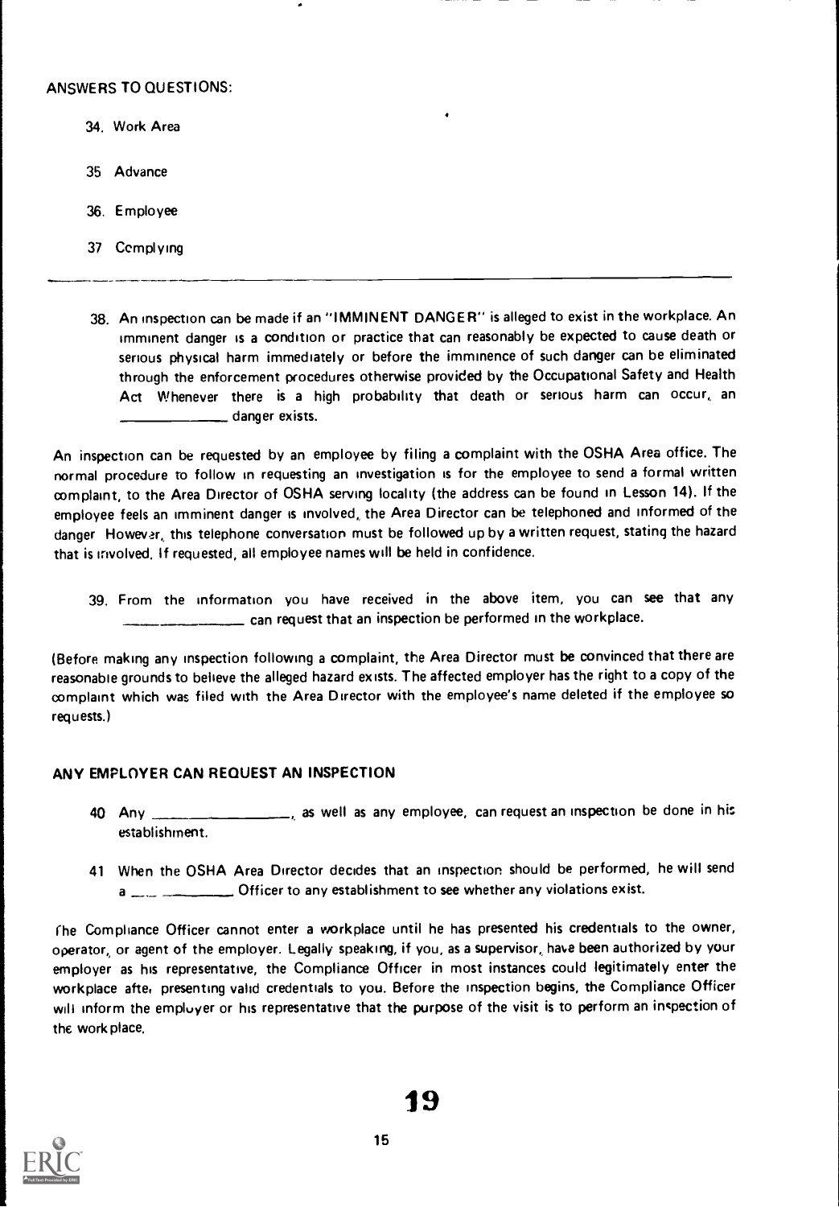ANSWERS TO QUESTIONS:

34. Work Area

35. Advance

36. Employee

37. Complying

---

38. An inspection can be made if an "IMMINENT DANGER" is alleged to exist in the workplace. An imminent danger is a condition or practice that can reasonably be expected to cause death or serious physical harm immediately or before the imminence of such danger can be eliminated through the enforcement procedures otherwise provided by the Occupational Safety and Health Act. Whenever there is a high probability that death or serious harm can occur, an _____________ danger exists.

An inspection can be requested by an employee by filing a complaint with the OSHA Area office. The normal procedure to follow in requesting an investigation is for the employee to send a formal written complaint, to the Area Director of OSHA serving locality (the address can be found in Lesson 14). If the employee feels an imminent danger is involved, the Area Director can be telephoned and informed of the danger. However, this telephone conversation must be followed up by a written request, stating the hazard that is involved. If requested, all employee names will be held in confidence.

39. From the information you have received in the above item, you can see that any _______________ can request that an inspection be performed in the workplace.

(Before making any inspection following a complaint, the Area Director must be convinced that there are reasonable grounds to believe the alleged hazard exists. The affected employer has the right to a copy of the complaint which was filed with the Area Director with the employee's name deleted if the employee so requests.)

## ANY EMPLOYER CAN REQUEST AN INSPECTION

40. Any _________________, as well as any employee, can request an inspection be done in his establishment.

41. When the OSHA Area Director decides that an inspection should be performed, he will send a ____ ________ Officer to any establishment to see whether any violations exist.

The Compliance Officer cannot enter a workplace until he has presented his credentials to the owner, operator, or agent of the employer. Legally speaking, if you, as a supervisor, have been authorized by your employer as his representative, the Compliance Officer in most instances could legitimately enter the workplace after presenting valid credentials to you. Before the inspection begins, the Compliance Officer will inform the employer or his representative that the purpose of the visit is to perform an inspection of the work place.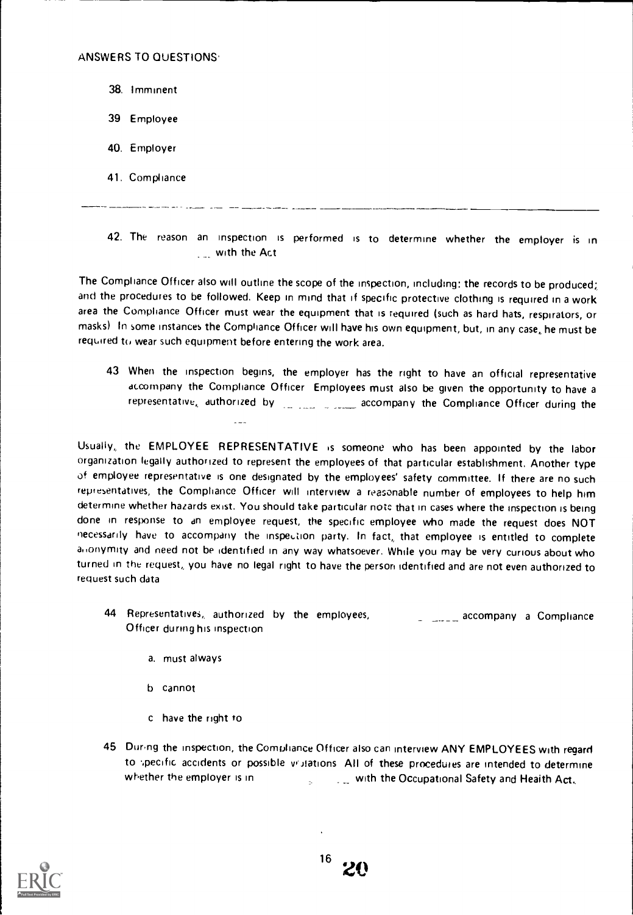ANSWERS TO QUESTIONS:

38. Imminent

39 Employee

40. Employer

41. Compliance

---

42. The reason an inspection is performed is to determine whether the employer is in ___ with the Act

The Compliance Officer also will outline the scope of the inspection, including: the records to be produced; and the procedures to be followed. Keep in mind that if specific protective clothing is required in a work area the Compliance Officer must wear the equipment that is required (such as hard hats, respirators, or masks) In some instances the Compliance Officer will have his own equipment, but, in any case, he must be required to wear such equipment before entering the work area.

43 When the inspection begins, the employer has the right to have an official representative accompany the Compliance Officer Employees must also be given the opportunity to have a representative, authorized by ___ ___ accompany the Compliance Officer during the ___

Usually, the EMPLOYEE REPRESENTATIVE is someone who has been appointed by the labor organization legally authorized to represent the employees of that particular establishment. Another type of employee representative is one designated by the employees' safety committee. If there are no such representatives, the Compliance Officer will interview a reasonable number of employees to help him determine whether hazards exist. You should take particular note that in cases where the inspection is being done in response to an employee request, the specific employee who made the request does NOT necessarily have to accompany the inspection party. In fact, that employee is entitled to complete anonymity and need not be identified in any way whatsoever. While you may be very curious about who turned in the request, you have no legal right to have the person identified and are not even authorized to request such data

44 Representatives, authorized by the employees, ___ accompany a Compliance Officer during his inspection

a. must always

b cannot

c have the right to

45 During the inspection, the Compliance Officer also can interview ANY EMPLOYEES with regard to specific accidents or possible violations All of these procedures are intended to determine whether the employer is in ___ with the Occupational Safety and Health Act.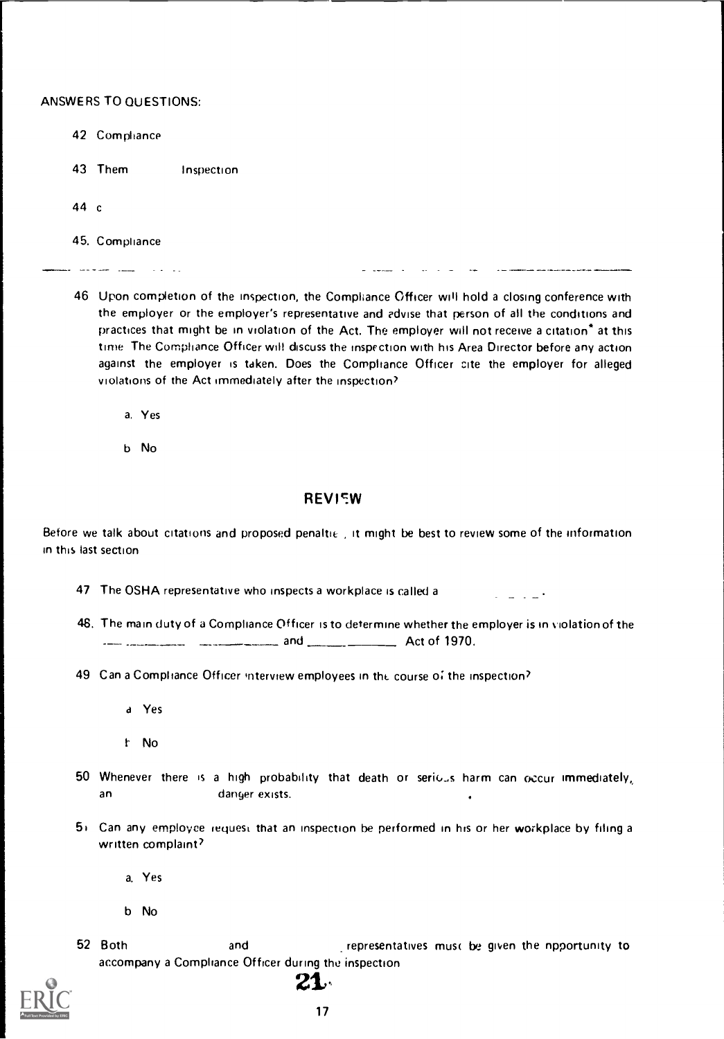ANSWERS TO QUESTIONS:

42 Compliance

43 Them    Inspection

44 c

45. Compliance

---

46 Upon completion of the inspection, the Compliance Officer will hold a closing conference with the employer or the employer's representative and advise that person of all the conditions and practices that might be in violation of the Act. The employer will not receive a citation* at this time. The Compliance Officer will discuss the inspection with his Area Director before any action against the employer is taken. Does the Compliance Officer cite the employer for alleged violations of the Act immediately after the inspection?

   a. Yes

   b No

## REVIEW

Before we talk about citations and proposed penalties, it might be best to review some of the information in this last section

47 The OSHA representative who inspects a workplace is called a ______.

48. The main duty of a Compliance Officer is to determine whether the employer is in violation of the ______ ______ and ______ ______ Act of 1970.

49 Can a Compliance Officer interview employees in the course of the inspection?

   a Yes

   b No

50 Whenever there is a high probability that death or serious harm can occur immediately, an ______ danger exists.

51 Can any employee request that an inspection be performed in his or her workplace by filing a written complaint?

   a. Yes

   b No

52 Both ______ and ______ representatives must be given the opportunity to accompany a Compliance Officer during the inspection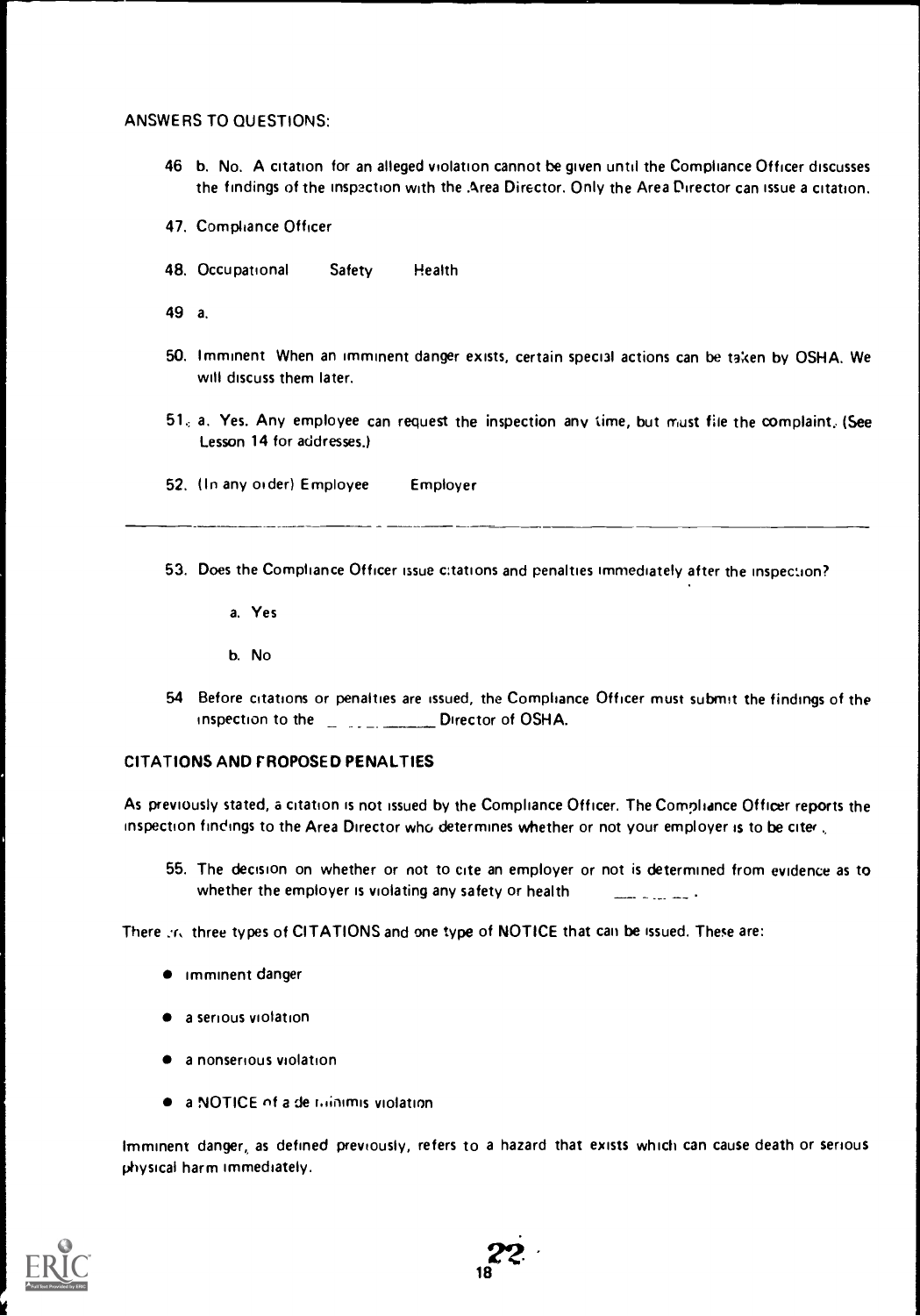ANSWERS TO QUESTIONS:

46 b. No. A citation for an alleged violation cannot be given until the Compliance Officer discusses the findings of the inspection with the Area Director. Only the Area Director can issue a citation.

47. Compliance Officer

48. Occupational Safety Health

49 a.

50. Imminent When an imminent danger exists, certain special actions can be taken by OSHA. We will discuss them later.

51. a. Yes. Any employee can request the inspection any time, but must file the complaint. (See Lesson 14 for addresses.)

52. (In any order) Employee Employer

---

53. Does the Compliance Officer issue citations and penalties immediately after the inspection?

   a. Yes

   b. No

54 Before citations or penalties are issued, the Compliance Officer must submit the findings of the inspection to the ________ Director of OSHA.

## CITATIONS AND PROPOSED PENALTIES

As previously stated, a citation is not issued by the Compliance Officer. The Compliance Officer reports the inspection findings to the Area Director who determines whether or not your employer is to be cited.

55. The decision on whether or not to cite an employer or not is determined from evidence as to whether the employer is violating any safety or health ________.

There are three types of CITATIONS and one type of NOTICE that can be issued. These are:

- imminent danger
- a serious violation
- a nonserious violation
- a NOTICE of a de minimis violation

Imminent danger, as defined previously, refers to a hazard that exists which can cause death or serious physical harm immediately.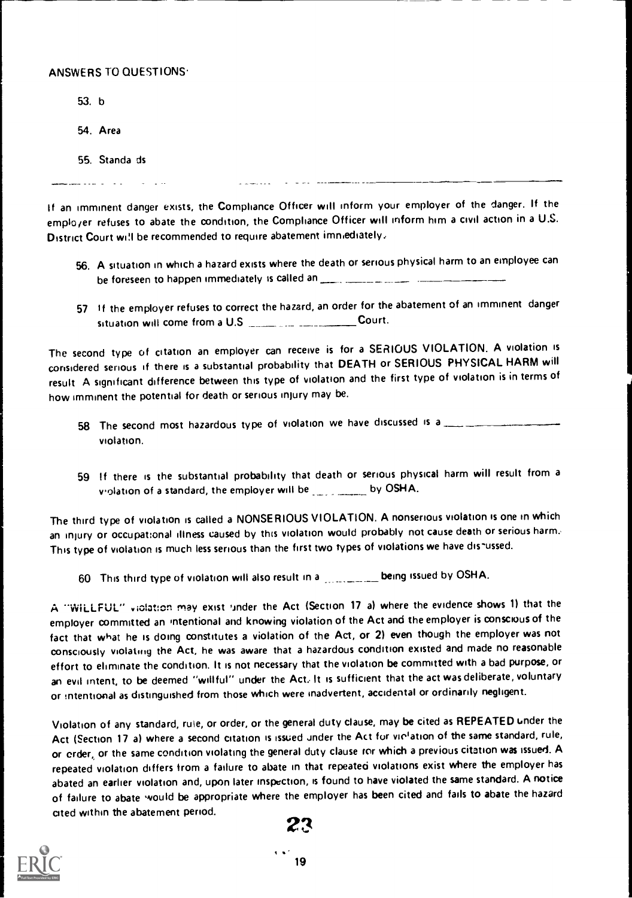ANSWERS TO QUESTIONS·

53. b

54. Area

55. Standa ds

---

If an imminent danger exists, the Compliance Officer will inform your employer of the danger. If the employer refuses to abate the condition, the Compliance Officer will inform him a civil action in a U.S. District Court will be recommended to require abatement immediately.

56. A situation in which a hazard exists where the death or serious physical harm to an employee can be foreseen to happen immediately is called an ______ ______

57. If the employer refuses to correct the hazard, an order for the abatement of an imminent danger situation will come from a U.S ______ ______ Court.

The second type of citation an employer can receive is for a SERIOUS VIOLATION. A violation is considered serious if there is a substantial probability that DEATH or SERIOUS PHYSICAL HARM will result. A significant difference between this type of violation and the first type of violation is in terms of how imminent the potential for death or serious injury may be.

58. The second most hazardous type of violation we have discussed is a ______ violation.

59. If there is the substantial probability that death or serious physical harm will result from a violation of a standard, the employer will be ______ by OSHA.

The third type of violation is called a NONSERIOUS VIOLATION. A nonserious violation is one in which an injury or occupational illness caused by this violation would probably not cause death or serious harm. This type of violation is much less serious than the first two types of violations we have discussed.

60. This third type of violation will also result in a ______ being issued by OSHA.

A "WILLFUL" violation may exist under the Act (Section 17 a) where the evidence shows 1) that the employer committed an intentional and knowing violation of the Act and the employer is conscious of the fact that what he is doing constitutes a violation of the Act, or 2) even though the employer was not consciously violating the Act, he was aware that a hazardous condition existed and made no reasonable effort to eliminate the condition. It is not necessary that the violation be committed with a bad purpose, or an evil intent, to be deemed "willful" under the Act. It is sufficient that the act was deliberate, voluntary or intentional as distinguished from those which were inadvertent, accidental or ordinarily negligent.

Violation of any standard, rule, or order, or the general duty clause, may be cited as REPEATED under the Act (Section 17 a) where a second citation is issued under the Act for violation of the same standard, rule, or order, or the same condition violating the general duty clause for which a previous citation was issued. A repeated violation differs from a failure to abate in that repeated violations exist where the employer has abated an earlier violation and, upon later inspection, is found to have violated the same standard. A notice of failure to abate would be appropriate where the employer has been cited and fails to abate the hazard cited within the abatement period.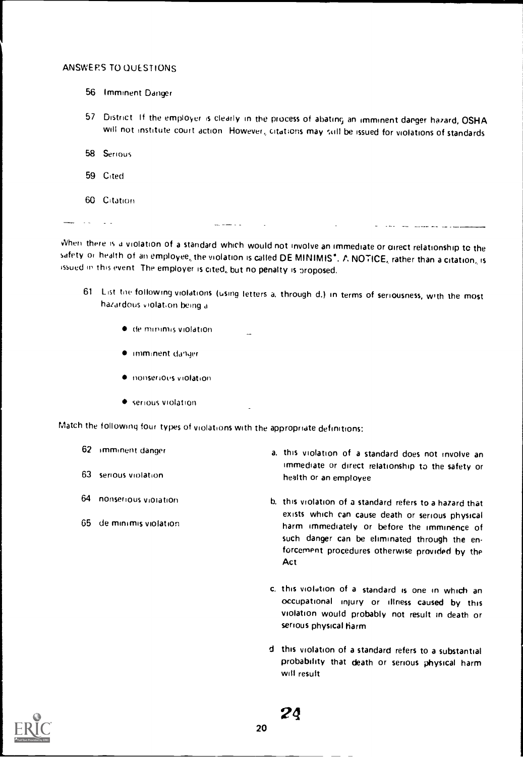ANSWERS TO QUESTIONS

56 Imminent Danger

57 District. If the employer is clearly in the process of abating an imminent danger hazard, OSHA will not institute court action. However, citations may still be issued for violations of standards.

58 Serious

59 Cited

60 Citation

---

When there is a violation of a standard which would not involve an immediate or direct relationship to the safety or health of an employee, the violation is called DE MINIMIS*. A NOTICE, rather than a citation, is issued in this event. The employer is cited, but no penalty is proposed.

61 List the following violations (using letters a. through d.) in terms of seriousness, with the most hazardous violation being a.

- de minimis violation
- imminent danger
- nonserious violation
- serious violation

Match the following four types of violations with the appropriate definitions:

62 imminent danger

63 serious violation

64 nonserious violation

65 de minimis violation

a. this violation of a standard does not involve an immediate or direct relationship to the safety or health of an employee

b. this violation of a standard refers to a hazard that exists which can cause death or serious physical harm immediately or before the imminence of such danger can be eliminated through the enforcement procedures otherwise provided by the Act

c. this violation of a standard is one in which an occupational injury or illness caused by this violation would probably not result in death or serious physical harm

d. this violation of a standard refers to a substantial probability that death or serious physical harm will result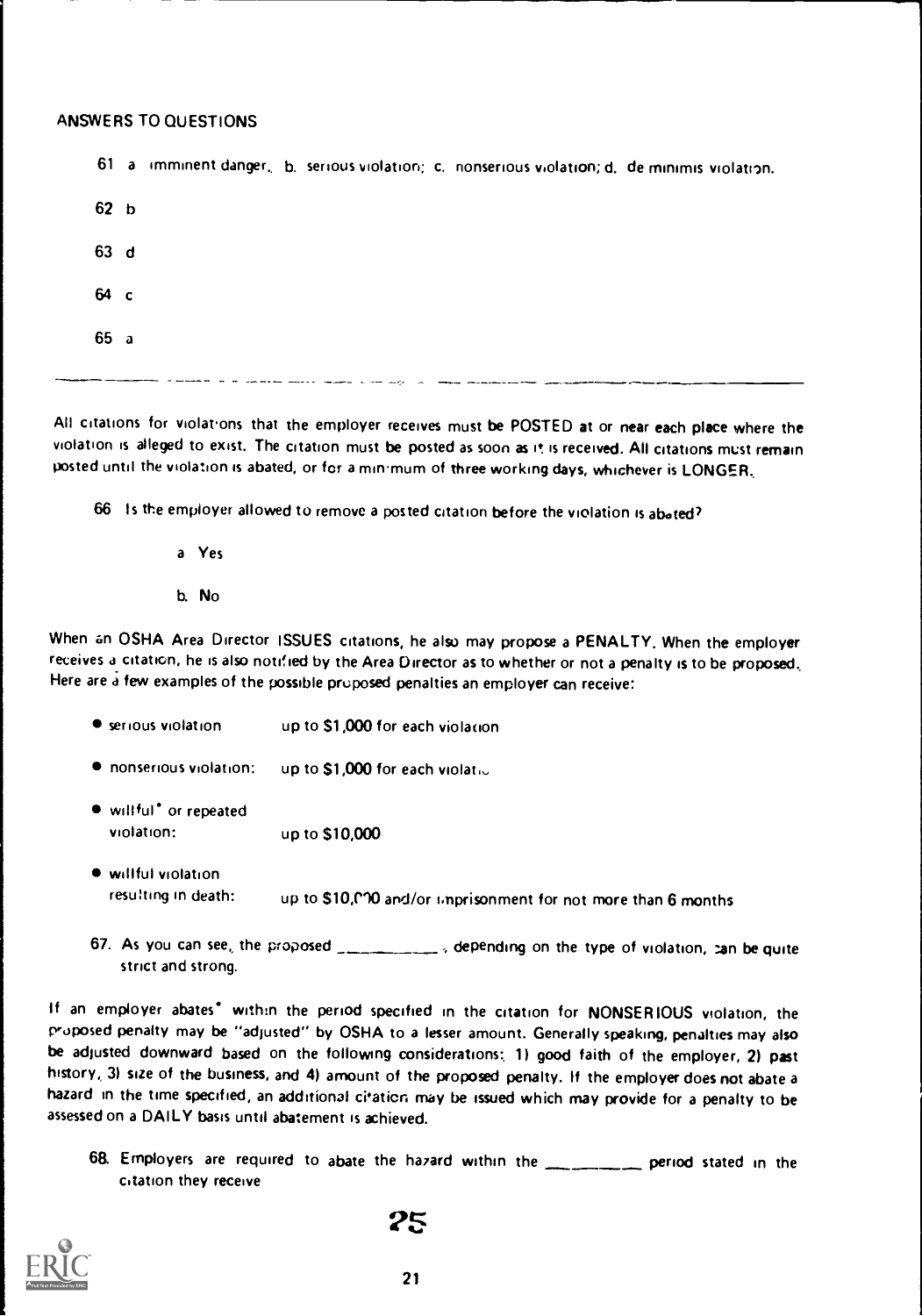ANSWERS TO QUESTIONS

61 a imminent danger; b. serious violation; c. nonserious violation; d. de minimis violation.

62 b

63 d

64 c

65 a

---

All citations for violations that the employer receives must be POSTED at or near each place where the violation is alleged to exist. The citation must be posted as soon as it is received. All citations must remain posted until the violation is abated, or for a minimum of three working days, whichever is LONGER.

66 Is the employer allowed to remove a posted citation before the violation is abated?

a Yes

b. No

When an OSHA Area Director ISSUES citations, he also may propose a PENALTY. When the employer receives a citation, he is also notified by the Area Director as to whether or not a penalty is to be proposed. Here are a few examples of the possible proposed penalties an employer can receive:

- serious violation — up to $1,000 for each violation
- nonserious violation: — up to $1,000 for each violation
- willful* or repeated violation: — up to $10,000
- willful violation resulting in death: — up to $10,000 and/or imprisonment for not more than 6 months

67. As you can see, the proposed __________, depending on the type of violation, can be quite strict and strong.

If an employer abates* within the period specified in the citation for NONSERIOUS violation, the proposed penalty may be "adjusted" by OSHA to a lesser amount. Generally speaking, penalties may also be adjusted downward based on the following considerations: 1) good faith of the employer, 2) past history, 3) size of the business, and 4) amount of the proposed penalty. If the employer does not abate a hazard in the time specified, an additional citation may be issued which may provide for a penalty to be assessed on a DAILY basis until abatement is achieved.

68. Employers are required to abate the hazard within the __________ period stated in the citation they receive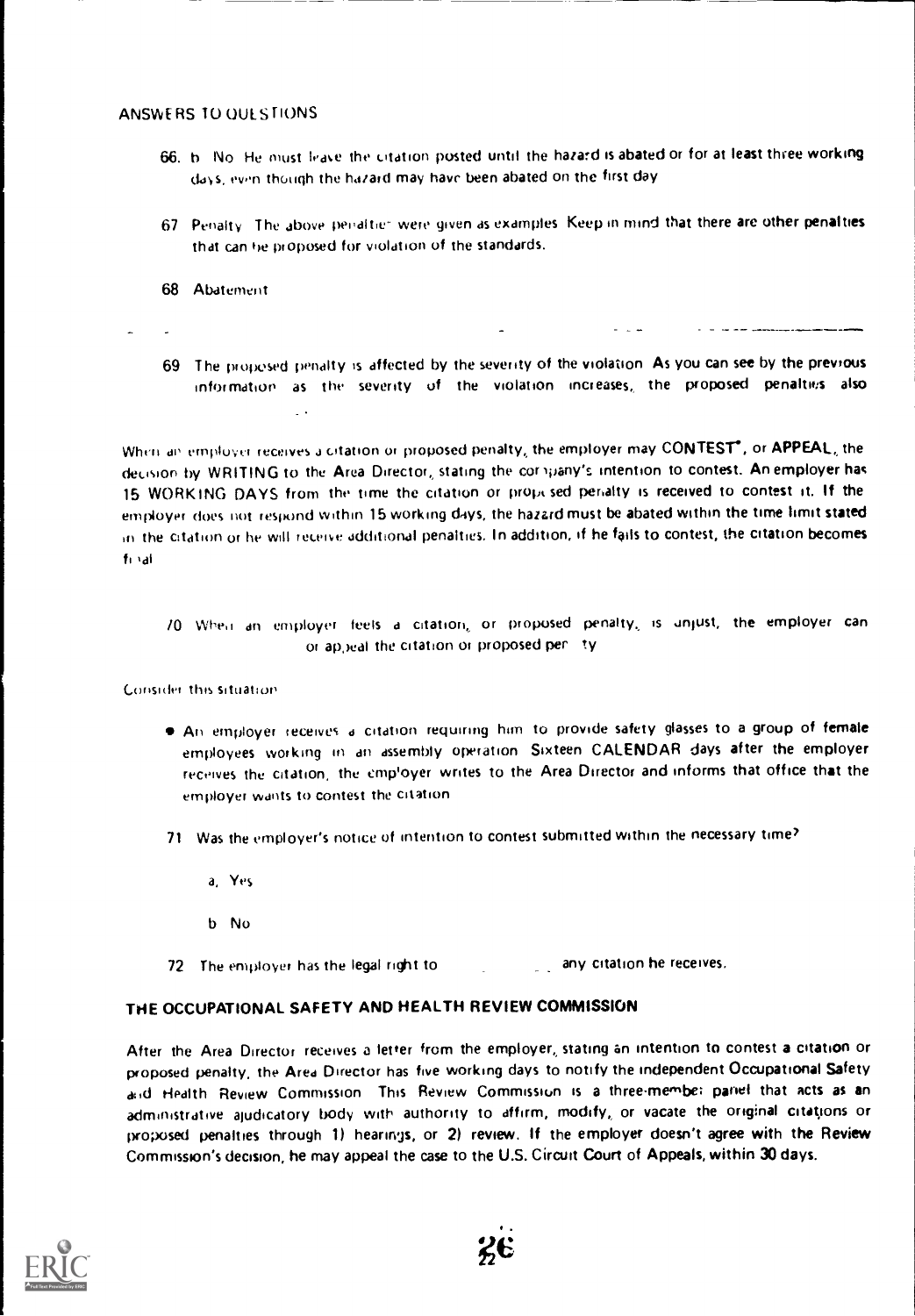ANSWERS TO QUESTIONS

66. b No He must leave the citation posted until the hazard is abated or for at least three working days, even though the hazard may have been abated on the first day

67 Penalty The above penalties were given as examples Keep in mind that there are other penalties that can be proposed for violation of the standards.

68 Abatement

69 The proposed penalty is affected by the severity of the violation As you can see by the previous information as the severity of the violation increases, the proposed penalties also

When an employer receives a citation or proposed penalty, the employer may **CONTEST***, or **APPEAL**, the decision by **WRITING** to the **Area Director**, stating the company's intention to contest. An employer has **15 WORKING DAYS** from the time the citation or proposed penalty is received to contest it. If the employer does not respond within 15 working days, the hazard must be abated within the time limit stated in the citation or he will receive additional penalties. In addition, if he fails to contest, the citation becomes final

70 When an employer feels a citation, or proposed penalty, is unjust, the employer can \_\_\_\_\_\_\_\_ or appeal the citation or proposed penalty

Consider this situation

- An employer receives a citation requiring him to provide safety glasses to a group of female employees working in an assembly operation Sixteen CALENDAR days after the employer receives the citation, the employer writes to the Area Director and informs that office that the employer wants to contest the citation

71 Was the employer's notice of intention to contest submitted within the necessary time?

a. Yes

b No

72 The employer has the legal right to \_\_\_\_\_\_\_\_ any citation he receives.

## THE OCCUPATIONAL SAFETY AND HEALTH REVIEW COMMISSION

After the Area Director receives a letter from the employer, stating an intention to contest a citation or proposed penalty, the Area Director has five working days to notify the independent Occupational Safety and Health Review Commission This Review Commission is a three-member panel that acts as an administrative ajudicatory body with authority to affirm, modify, or vacate the original citations or proposed penalties through 1) hearings, or 2) review. If the employer doesn't agree with the Review Commission's decision, he may appeal the case to the U.S. Circuit Court of Appeals, within 30 days.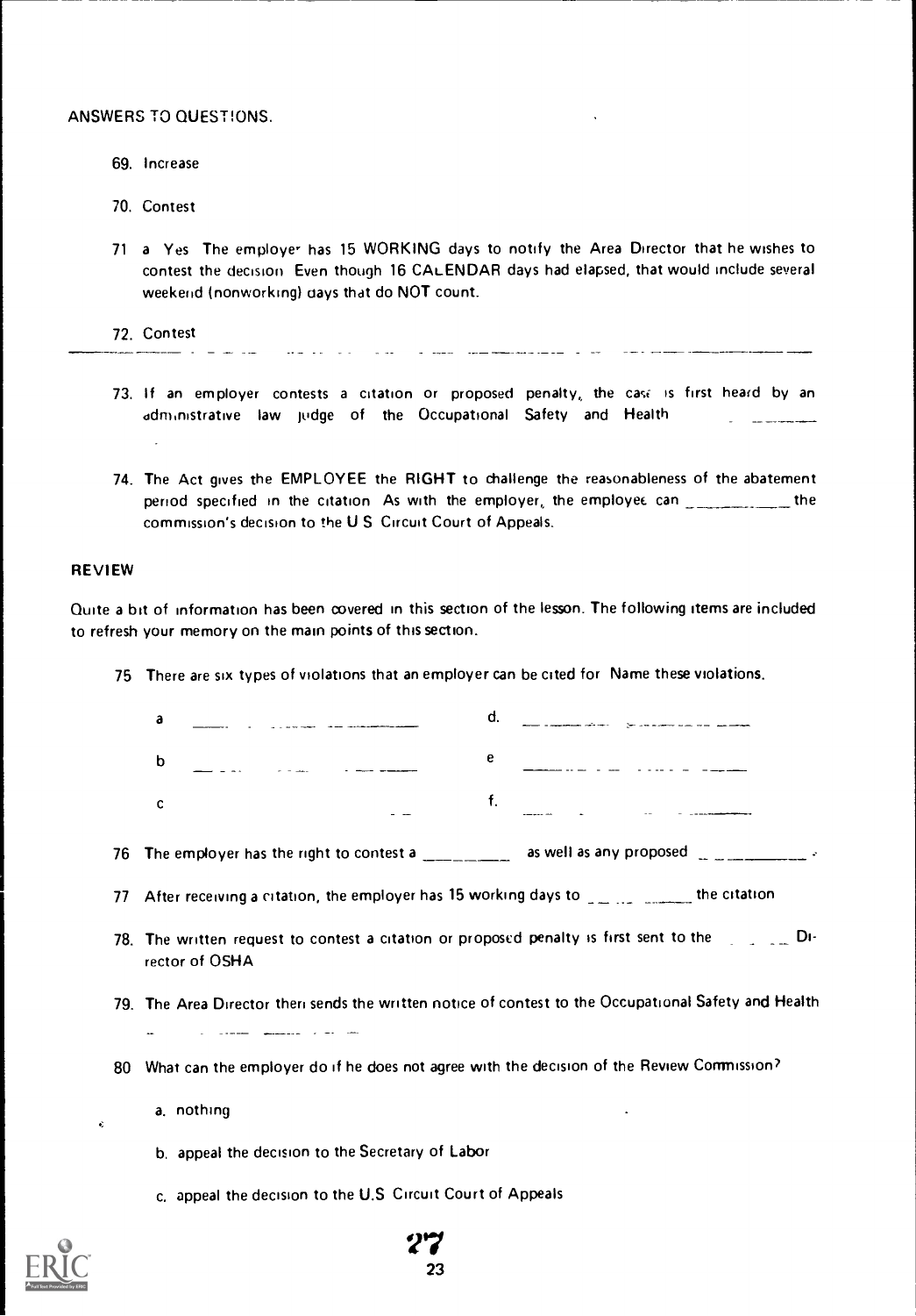ANSWERS TO QUESTIONS.

69. Increase

70. Contest

71 a Yes The employer has 15 WORKING days to notify the Area Director that he wishes to contest the decision Even though 16 CALENDAR days had elapsed, that would include several weekend (nonworking) days that do NOT count.

72. Contest

---

73. If an employer contests a citation or proposed penalty, the case is first heard by an administrative law judge of the Occupational Safety and Health ____________

74. The Act gives the EMPLOYEE the RIGHT to challenge the reasonableness of the abatement period specified in the citation As with the employer, the employee can ____________ the commission's decision to the U S Circuit Court of Appeals.

## REVIEW

Quite a bit of information has been covered in this section of the lesson. The following items are included to refresh your memory on the main points of this section.

75 There are six types of violations that an employer can be cited for Name these violations.

a ____________

b ____________

c ____________

d. ____________

e ____________

f. ____________

76 The employer has the right to contest a ____________ as well as any proposed ____________.

77 After receiving a citation, the employer has 15 working days to ____________ the citation

78. The written request to contest a citation or proposed penalty is first sent to the ______ Director of OSHA

79. The Area Director then sends the written notice of contest to the Occupational Safety and Health ____________

80 What can the employer do if he does not agree with the decision of the Review Commission?

a. nothing

b. appeal the decision to the Secretary of Labor

c. appeal the decision to the U.S Circuit Court of Appeals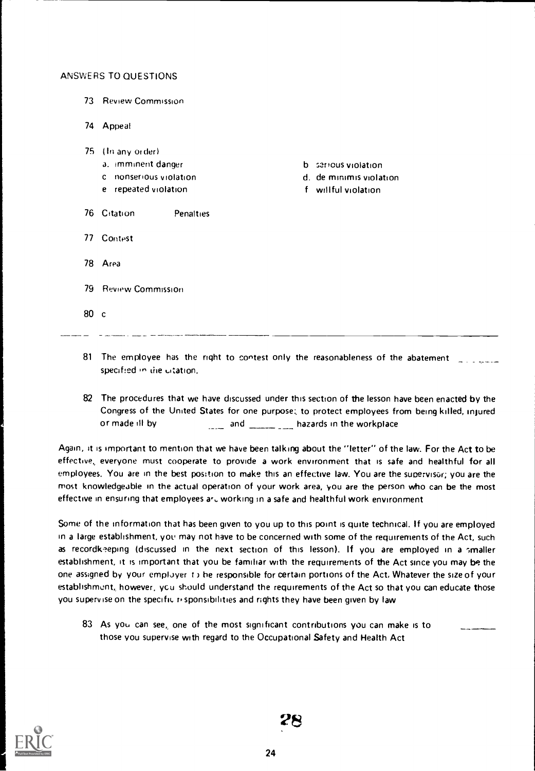ANSWERS TO QUESTIONS

73 Review Commission

74 Appeal

75 (In any order)

a. imminent danger
b serious violation
c nonserious violation
d. de minimis violation
e repeated violation
f willful violation

76 Citation Penalties

77 Contest

78 Area

79 Review Commission

80 c

---

81 The employee has the right to contest only the reasonableness of the abatement _______ specified in the citation.

82 The procedures that we have discussed under this section of the lesson have been enacted by the Congress of the United States for one purpose: to protect employees from being killed, injured or made ill by _______ and _________ hazards in the workplace

Again, it is important to mention that we have been talking about the "letter" of the law. For the Act to be effective, everyone must cooperate to provide a work environment that is safe and healthful for all employees. You are in the best position to make this an effective law. You are the supervisor; you are the most knowledgeable in the actual operation of your work area, you are the person who can be the most effective in ensuring that employees are working in a safe and healthful work environment

Some of the information that has been given to you up to this point is quite technical. If you are employed in a large establishment, you may not have to be concerned with some of the requirements of the Act, such as recordkeeping (discussed in the next section of this lesson). If you are employed in a smaller establishment, it is important that you be familiar with the requirements of the Act since you may be the one assigned by your employer to be responsible for certain portions of the Act. Whatever the size of your establishment, however, you should understand the requirements of the Act so that you can educate those you supervise on the specific responsibilities and rights they have been given by law

83 As you can see, one of the most significant contributions you can make is to _______ those you supervise with regard to the Occupational Safety and Health Act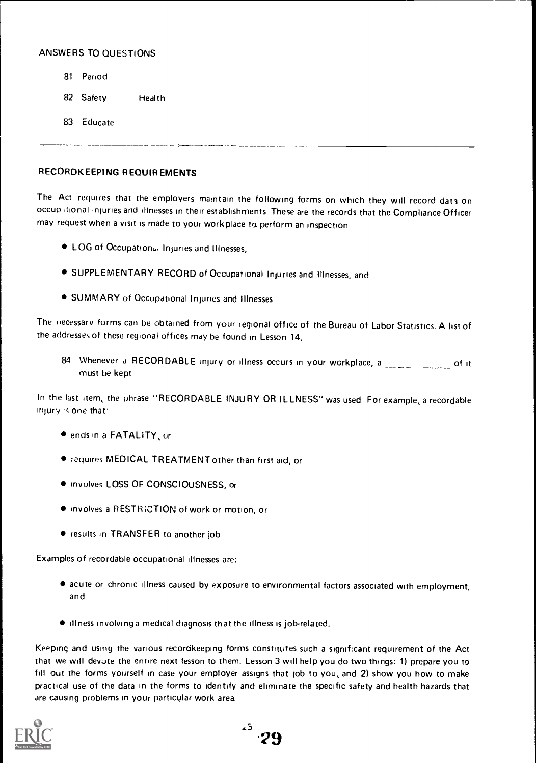ANSWERS TO QUESTIONS

81 Period

82 Safety Health

83 Educate

---

## RECORDKEEPING REQUIREMENTS

The Act requires that the employers maintain the following forms on which they will record data on occupational injuries and illnesses in their establishments These are the records that the Compliance Officer may request when a visit is made to your workplace to perform an inspection

- LOG of Occupational Injuries and Illnesses,
- SUPPLEMENTARY RECORD of Occupational Injuries and Illnesses, and
- SUMMARY of Occupational Injuries and Illnesses

The necessary forms can be obtained from your regional office of the Bureau of Labor Statistics. A list of the addresses of these regional offices may be found in Lesson 14.

84 Whenever a RECORDABLE injury or illness occurs in your workplace, a _____ _____ of it must be kept

In the last item, the phrase "RECORDABLE INJURY OR ILLNESS" was used For example, a recordable injury is one that:

- ends in a FATALITY, or
- requires MEDICAL TREATMENT other than first aid, or
- involves LOSS OF CONSCIOUSNESS, or
- involves a RESTRICTION of work or motion, or
- results in TRANSFER to another job

Examples of recordable occupational illnesses are:

- acute or chronic illness caused by exposure to environmental factors associated with employment, and
- illness involving a medical diagnosis that the illness is job-related.

Keeping and using the various recordkeeping forms constitutes such a significant requirement of the Act that we will devote the entire next lesson to them. Lesson 3 will help you do two things: 1) prepare you to fill out the forms yourself in case your employer assigns that job to you, and 2) show you how to make practical use of the data in the forms to identify and eliminate the specific safety and health hazards that are causing problems in your particular work area.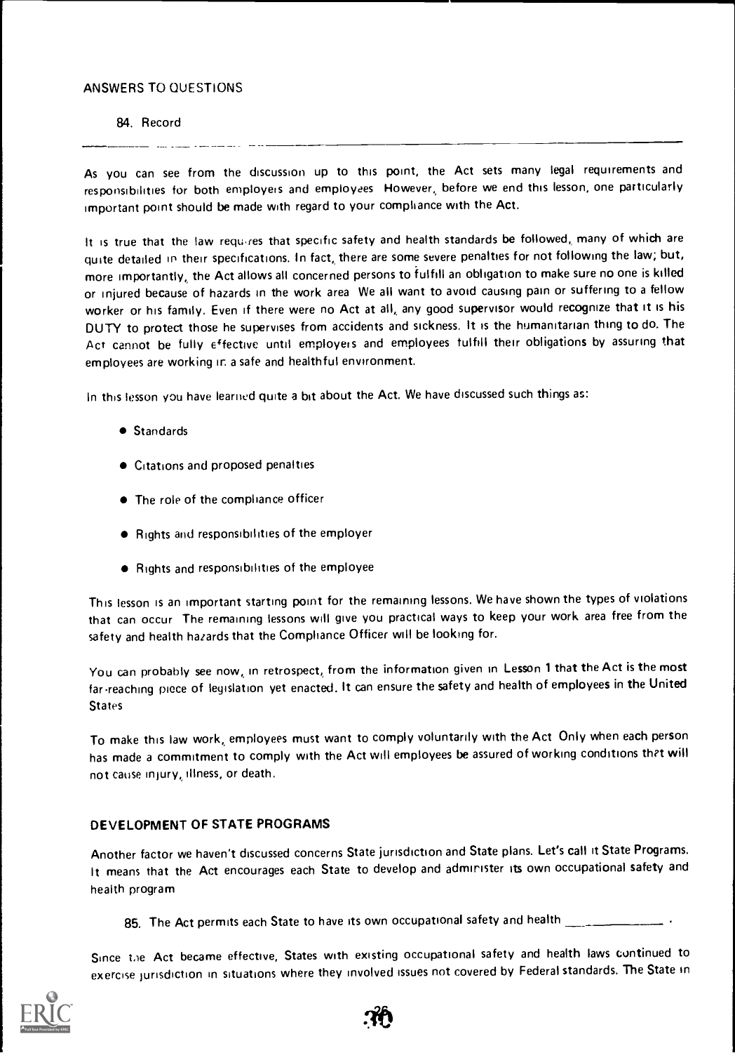ANSWERS TO QUESTIONS

84. Record

---

As you can see from the discussion up to this point, the Act sets many legal requirements and responsibilities for both employers and employees However, before we end this lesson, one particularly important point should be made with regard to your compliance with the Act.

It is true that the law requires that specific safety and health standards be followed, many of which are quite detailed in their specifications. In fact, there are some severe penalties for not following the law; but, more importantly, the Act allows all concerned persons to fulfill an obligation to make sure no one is killed or injured because of hazards in the work area We all want to avoid causing pain or suffering to a fellow worker or his family. Even if there were no Act at all, any good supervisor would recognize that it is his DUTY to protect those he supervises from accidents and sickness. It is the humanitarian thing to do. The Act cannot be fully effective until employers and employees fulfill their obligations by assuring that employees are working in a safe and healthful environment.

In this lesson you have learned quite a bit about the Act. We have discussed such things as:

- Standards
- Citations and proposed penalties
- The role of the compliance officer
- Rights and responsibilities of the employer
- Rights and responsibilities of the employee

This lesson is an important starting point for the remaining lessons. We have shown the types of violations that can occur The remaining lessons will give you practical ways to keep your work area free from the safety and health hazards that the Compliance Officer will be looking for.

You can probably see now, in retrospect, from the information given in Lesson 1 that the Act is the most far-reaching piece of legislation yet enacted. It can ensure the safety and health of employees in the United States

To make this law work, employees must want to comply voluntarily with the Act Only when each person has made a commitment to comply with the Act will employees be assured of working conditions that will not cause injury, illness, or death.

## DEVELOPMENT OF STATE PROGRAMS

Another factor we haven't discussed concerns State jurisdiction and State plans. Let's call it State Programs. It means that the Act encourages each State to develop and administer its own occupational safety and health program

85. The Act permits each State to have its own occupational safety and health _____________ .

Since the Act became effective, States with existing occupational safety and health laws continued to exercise jurisdiction in situations where they involved issues not covered by Federal standards. The State in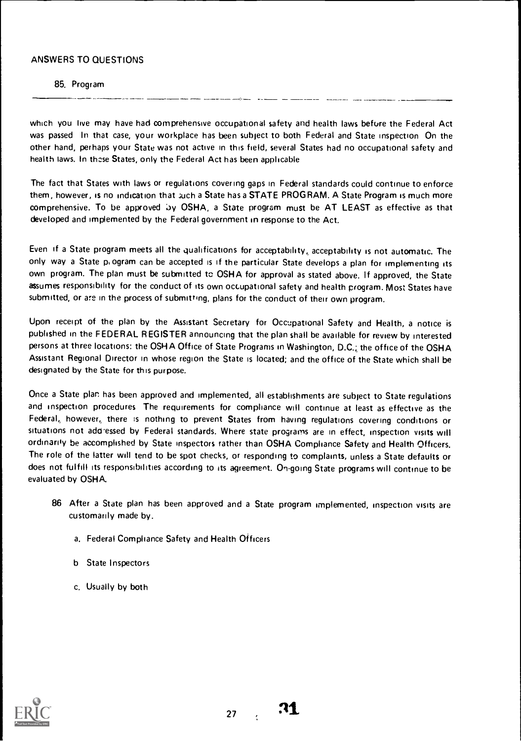ANSWERS TO QUESTIONS

85. Program

---

which you live may have had comprehensive occupational safety and health laws before the Federal Act was passed In that case, your workplace has been subject to both Federal and State inspection On the other hand, perhaps your State was not active in this field, several States had no occupational safety and health laws. In these States, only the Federal Act has been applicable

The fact that States with laws or regulations covering gaps in Federal standards could continue to enforce them, however, is no indication that such a State has a STATE PROGRAM. A State Program is much more comprehensive. To be approved by OSHA, a State program must be AT LEAST as effective as that developed and implemented by the Federal government in response to the Act.

Even if a State program meets all the qualifications for acceptability, acceptability is not automatic. The only way a State program can be accepted is if the particular State develops a plan for implementing its own program. The plan must be submitted to OSHA for approval as stated above. If approved, the State assumes responsibility for the conduct of its own occupational safety and health program. Most States have submitted, or are in the process of submitting, plans for the conduct of their own program.

Upon receipt of the plan by the Assistant Secretary for Occupational Safety and Health, a notice is published in the FEDERAL REGISTER announcing that the plan shall be available for review by interested persons at three locations: the OSHA Office of State Programs in Washington, D.C.; the office of the OSHA Assistant Regional Director in whose region the State is located; and the office of the State which shall be designated by the State for this purpose.

Once a State plan has been approved and implemented, all establishments are subject to State regulations and inspection procedures The requirements for compliance will continue at least as effective as the Federal, however, there is nothing to prevent States from having regulations covering conditions or situations not addressed by Federal standards. Where state programs are in effect, inspection visits will ordinarily be accomplished by State inspectors rather than OSHA Compliance Safety and Health Officers. The role of the latter will tend to be spot checks, or responding to complaints, unless a State defaults or does not fulfill its responsibilities according to its agreement. On-going State programs will continue to be evaluated by OSHA.

86 After a State plan has been approved and a State program implemented, inspection visits are customarily made by.

a. Federal Compliance Safety and Health Officers

b State Inspectors

c. Usually by both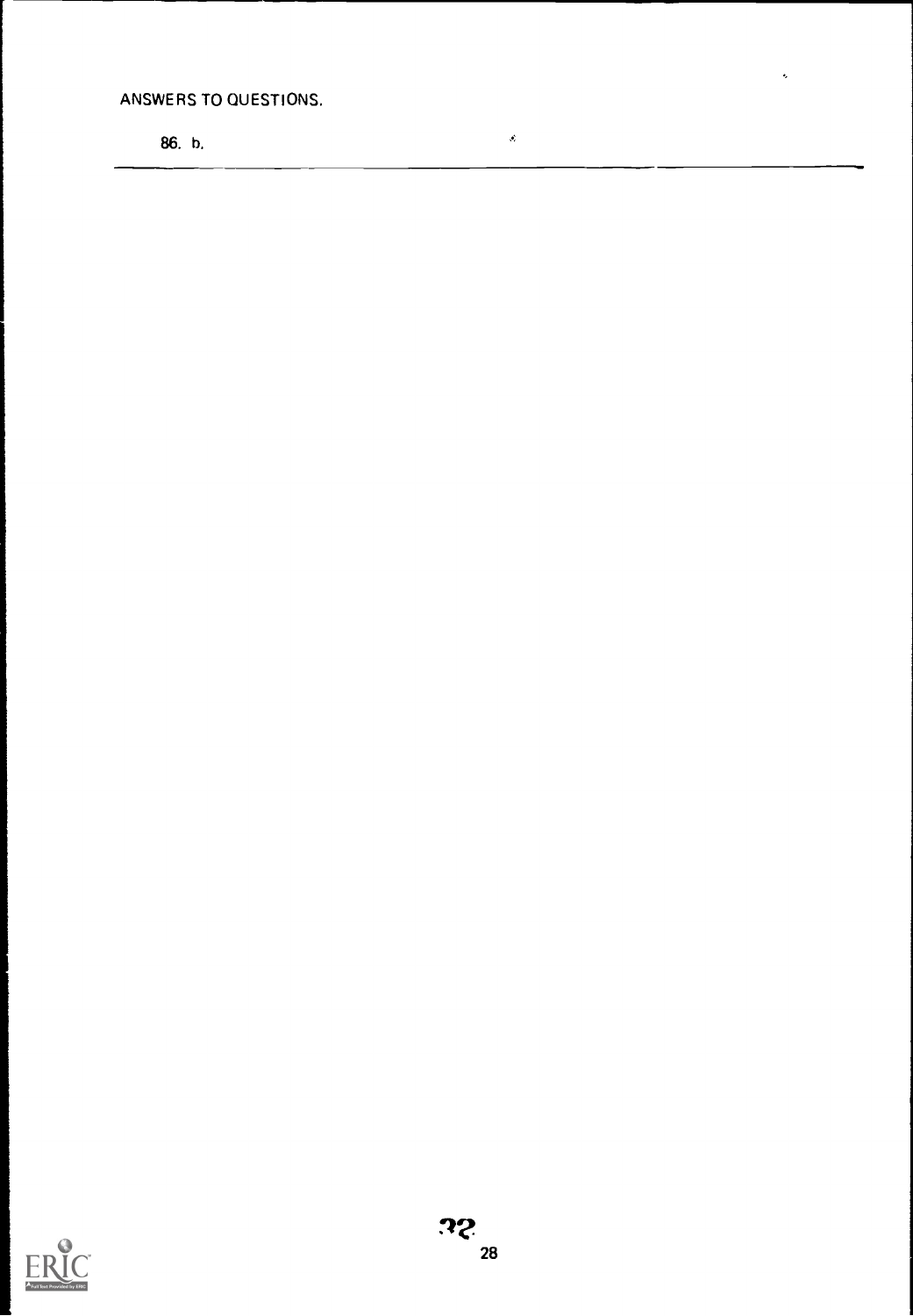ANSWERS TO QUESTIONS.

86. b.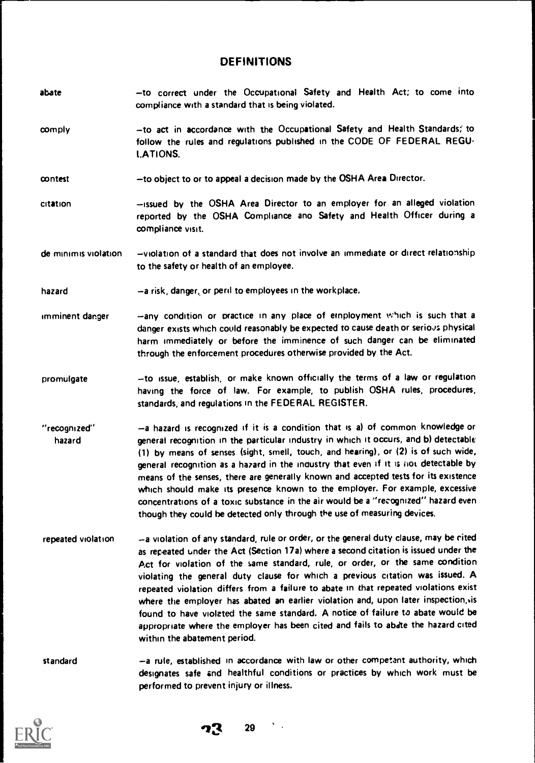# DEFINITIONS

**abate** —to correct under the Occupational Safety and Health Act; to come into compliance with a standard that is being violated.

**comply** —to act in accordance with the Occupational Safety and Health Standards; to follow the rules and regulations published in the CODE OF FEDERAL REGULATIONS.

**contest** —to object to or to appeal a decision made by the OSHA Area Director.

**citation** —issued by the OSHA Area Director to an employer for an alleged violation reported by the OSHA Compliance ano Safety and Health Officer during a compliance visit.

**de minimis violation** —violation of a standard that does not involve an immediate or direct relationship to the safety or health of an employee.

**hazard** —a risk, danger, or peril to employees in the workplace.

**imminent danger** —any condition or practice in any place of employment which is such that a danger exists which could reasonably be expected to cause death or serious physical harm immediately or before the imminence of such danger can be eliminated through the enforcement procedures otherwise provided by the Act.

**promulgate** —to issue, establish, or make known officially the terms of a law or regulation having the force of law. For example, to publish OSHA rules, procedures, standards, and regulations in the FEDERAL REGISTER.

**"recognized" hazard** —a hazard is recognized if it is a condition that is a) of common knowledge or general recognition in the particular industry in which it occurs, and b) detectable (1) by means of senses (sight, smell, touch, and hearing), or (2) is of such wide, general recognition as a hazard in the industry that even if it is not detectable by means of the senses, there are generally known and accepted tests for its existence which should make its presence known to the employer. For example, excessive concentrations of a toxic substance in the air would be a "recognized" hazard even though they could be detected only through the use of measuring devices.

**repeated violation** —a violation of any standard, rule or order, or the general duty clause, may be cited as repeated under the Act (Section 17a) where a second citation is issued under the Act for violation of the same standard, rule, or order, or the same condition violating the general duty clause for which a previous citation was issued. A repeated violation differs from a failure to abate in that repeated violations exist where the employer has abated an earlier violation and, upon later inspection, is found to have violated the same standard. A notice of failure to abate would be appropriate where the employer has been cited and fails to abate the hazard cited within the abatement period.

**standard** —a rule, established in accordance with law or other competent authority, which designates safe and healthful conditions or practices by which work must be performed to prevent injury or illness.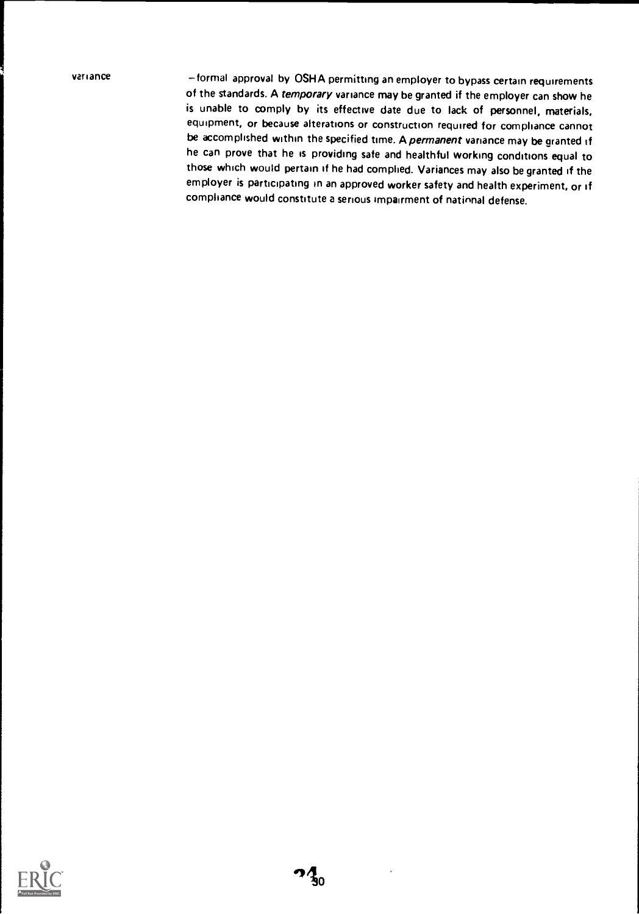variance — formal approval by OSHA permitting an employer to bypass certain requirements of the standards. A *temporary* variance may be granted if the employer can show he is unable to comply by its effective date due to lack of personnel, materials, equipment, or because alterations or construction required for compliance cannot be accomplished within the specified time. A *permanent* variance may be granted if he can prove that he is providing safe and healthful working conditions equal to those which would pertain if he had complied. Variances may also be granted if the employer is participating in an approved worker safety and health experiment, or if compliance would constitute a serious impairment of national defense.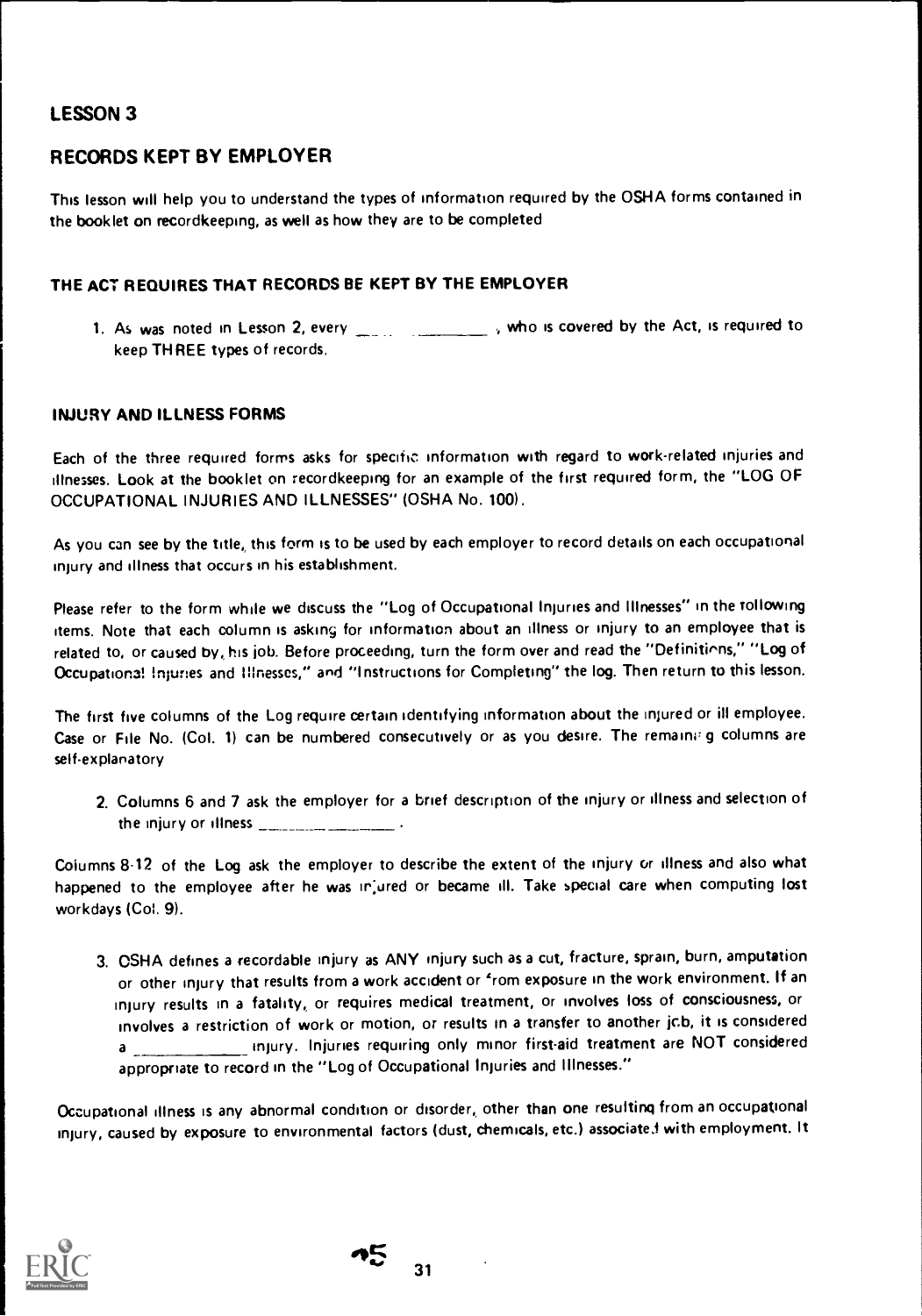## LESSON 3

## RECORDS KEPT BY EMPLOYER

This lesson will help you to understand the types of information required by the OSHA forms contained in the booklet on recordkeeping, as well as how they are to be completed

### THE ACT REQUIRES THAT RECORDS BE KEPT BY THE EMPLOYER

1. As was noted in Lesson 2, every ______ ________, who is covered by the Act, is required to keep THREE types of records.

### INJURY AND ILLNESS FORMS

Each of the three required forms asks for specific information with regard to work-related injuries and illnesses. Look at the booklet on recordkeeping for an example of the first required form, the "LOG OF OCCUPATIONAL INJURIES AND ILLNESSES" (OSHA No. 100).

As you can see by the title, this form is to be used by each employer to record details on each occupational injury and illness that occurs in his establishment.

Please refer to the form while we discuss the "Log of Occupational Injuries and Illnesses" in the following items. Note that each column is asking for information about an illness or injury to an employee that is related to, or caused by, his job. Before proceeding, turn the form over and read the "Definitions," "Log of Occupational Injuries and Illnesses," and "Instructions for Completing" the log. Then return to this lesson.

The first five columns of the Log require certain identifying information about the injured or ill employee. Case or File No. (Col. 1) can be numbered consecutively or as you desire. The remaining columns are self-explanatory

2. Columns 6 and 7 ask the employer for a brief description of the injury or illness and selection of the injury or illness ________ ________.

Columns 8-12 of the Log ask the employer to describe the extent of the injury or illness and also what happened to the employee after he was injured or became ill. Take special care when computing lost workdays (Col. 9).

3. OSHA defines a recordable injury as ANY injury such as a cut, fracture, sprain, burn, amputation or other injury that results from a work accident or from exposure in the work environment. If an injury results in a fatality, or requires medical treatment, or involves loss of consciousness, or involves a restriction of work or motion, or results in a transfer to another job, it is considered a ____________ injury. Injuries requiring only minor first-aid treatment are NOT considered appropriate to record in the "Log of Occupational Injuries and Illnesses."

Occupational illness is any abnormal condition or disorder, other than one resulting from an occupational injury, caused by exposure to environmental factors (dust, chemicals, etc.) associated with employment. It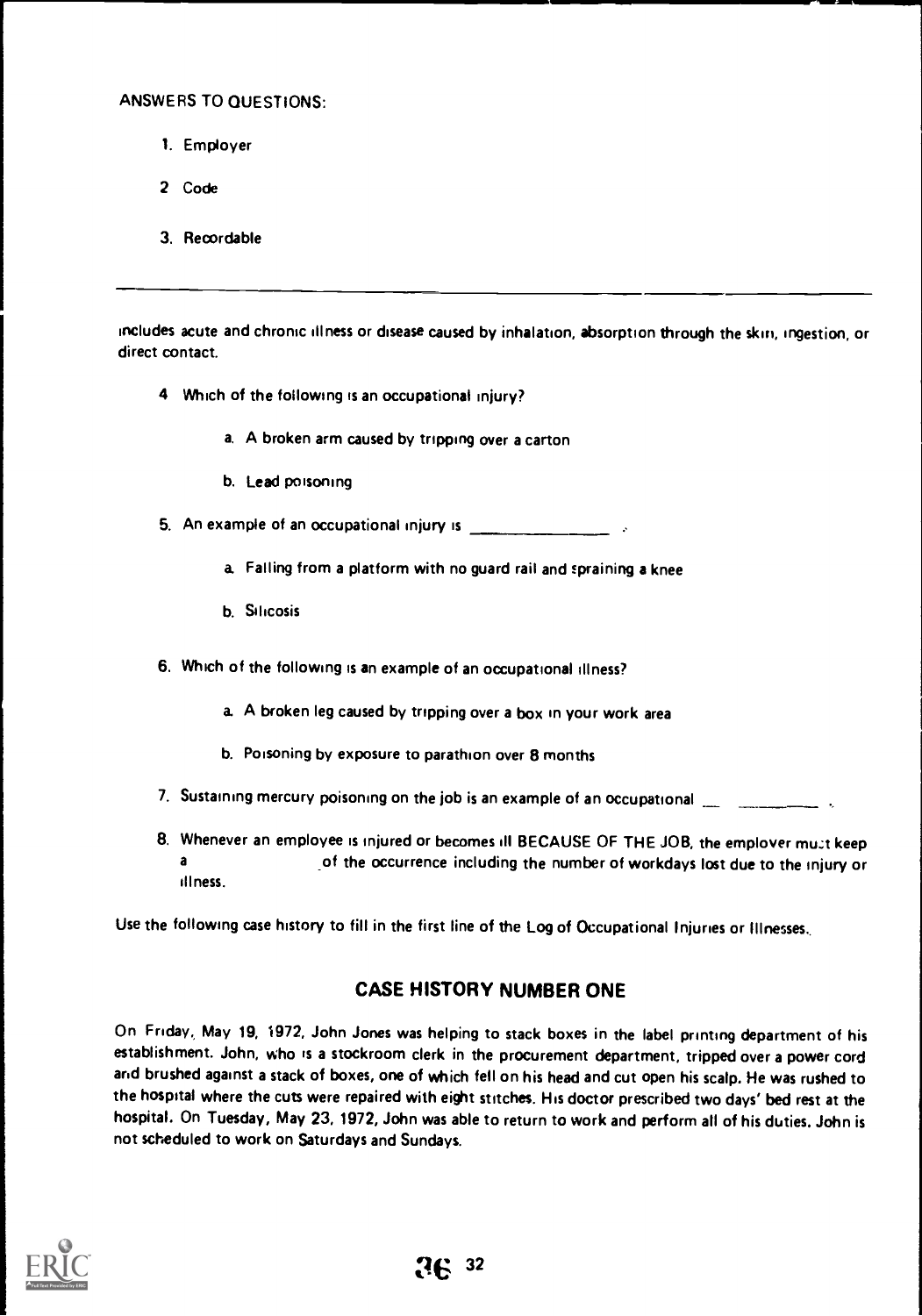ANSWERS TO QUESTIONS:

1. Employer
2. Code
3. Recordable

---

includes acute and chronic illness or disease caused by inhalation, absorption through the skin, ingestion, or direct contact.

4. Which of the following is an occupational injury?

   a. A broken arm caused by tripping over a carton

   b. Lead poisoning

5. An example of an occupational injury is ________________.

   a. Falling from a platform with no guard rail and spraining a knee

   b. Silicosis

6. Which of the following is an example of an occupational illness?

   a. A broken leg caused by tripping over a box in your work area

   b. Poisoning by exposure to parathion over 8 months

7. Sustaining mercury poisoning on the job is an example of an occupational ____________.

8. Whenever an employee is injured or becomes ill BECAUSE OF THE JOB, the employer must keep a ____________ of the occurrence including the number of workdays lost due to the injury or illness.

Use the following case history to fill in the first line of the Log of Occupational Injuries or Illnesses.

## CASE HISTORY NUMBER ONE

On Friday, May 19, 1972, John Jones was helping to stack boxes in the label printing department of his establishment. John, who is a stockroom clerk in the procurement department, tripped over a power cord and brushed against a stack of boxes, one of which fell on his head and cut open his scalp. He was rushed to the hospital where the cuts were repaired with eight stitches. His doctor prescribed two days' bed rest at the hospital. On Tuesday, May 23, 1972, John was able to return to work and perform all of his duties. John is not scheduled to work on Saturdays and Sundays.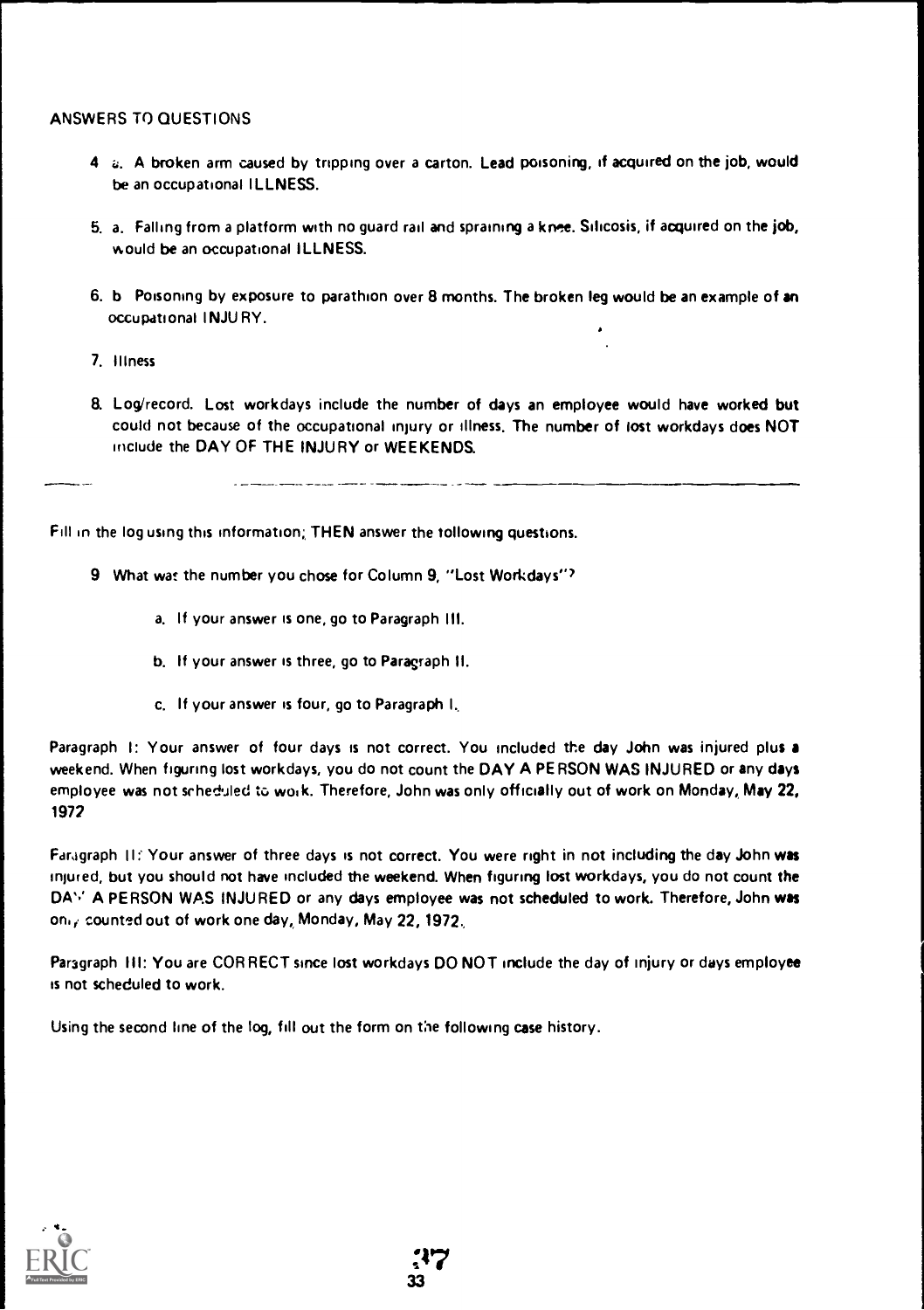ANSWERS TO QUESTIONS

4. a. A broken arm caused by tripping over a carton. Lead poisoning, if acquired on the job, would be an occupational ILLNESS.

5. a. Falling from a platform with no guard rail and spraining a knee. Silicosis, if acquired on the job, would be an occupational ILLNESS.

6. b Poisoning by exposure to parathion over 8 months. The broken leg would be an example of an occupational INJURY.

7. Illness

8. Log/record. Lost workdays include the number of days an employee would have worked but could not because of the occupational injury or illness. The number of lost workdays does NOT include the DAY OF THE INJURY or WEEKENDS.

---

Fill in the log using this information; THEN answer the following questions.

9 What was the number you chose for Column 9, "Lost Workdays"?

   a. If your answer is one, go to Paragraph III.

   b. If your answer is three, go to Paragraph II.

   c. If your answer is four, go to Paragraph I.

Paragraph I: Your answer of four days is not correct. You included the day John was injured plus a weekend. When figuring lost workdays, you do not count the DAY A PERSON WAS INJURED or any days employee was not scheduled to work. Therefore, John was only officially out of work on Monday, May 22, 1972

Paragraph II: Your answer of three days is not correct. You were right in not including the day John was injured, but you should not have included the weekend. When figuring lost workdays, you do not count the DAY A PERSON WAS INJURED or any days employee was not scheduled to work. Therefore, John was only counted out of work one day, Monday, May 22, 1972.

Paragraph III: You are CORRECT since lost workdays DO NOT include the day of injury or days employee is not scheduled to work.

Using the second line of the log, fill out the form on the following case history.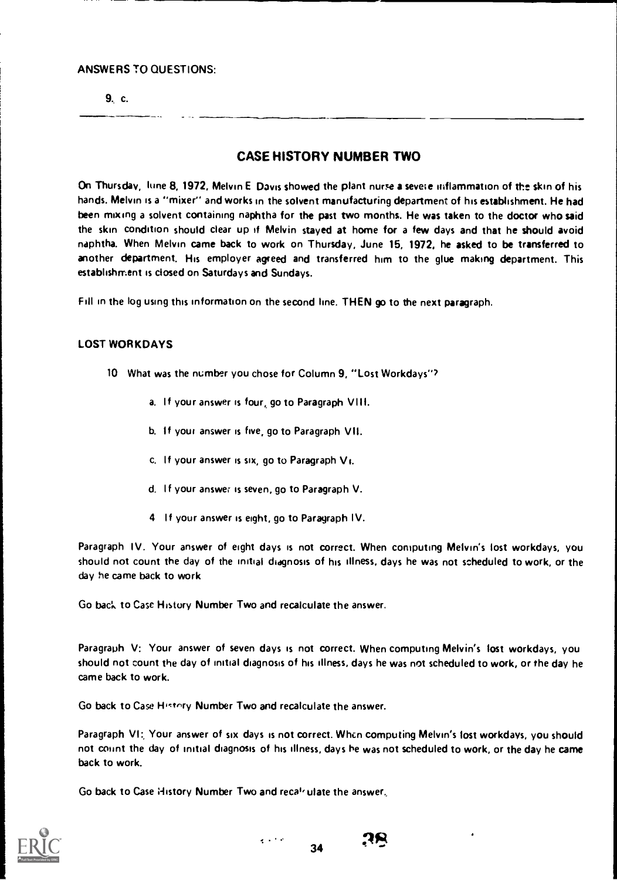ANSWERS TO QUESTIONS:

9. c.

---

## CASE HISTORY NUMBER TWO

On Thursday, June 8, 1972, Melvin E Davis showed the plant nurse a severe inflammation of the skin of his hands. Melvin is a "mixer" and works in the solvent manufacturing department of his establishment. He had been mixing a solvent containing naphtha for the past two months. He was taken to the doctor who said the skin condition should clear up if Melvin stayed at home for a few days and that he should avoid naphtha. When Melvin came back to work on Thursday, June 15, 1972, he asked to be transferred to another department. His employer agreed and transferred him to the glue making department. This establishment is closed on Saturdays and Sundays.

Fill in the log using this information on the second line. THEN go to the next paragraph.

### LOST WORKDAYS

10 What was the number you chose for Column 9, "Lost Workdays"?

a. If your answer is four, go to Paragraph VIII.

b. If your answer is five, go to Paragraph VII.

c. If your answer is six, go to Paragraph VI.

d. If your answer is seven, go to Paragraph V.

4 If your answer is eight, go to Paragraph IV.

Paragraph IV. Your answer of eight days is not correct. When computing Melvin's lost workdays, you should not count the day of the initial diagnosis of his illness, days he was not scheduled to work, or the day he came back to work

Go back to Case History Number Two and recalculate the answer.

Paragraph V: Your answer of seven days is not correct. When computing Melvin's lost workdays, you should not count the day of initial diagnosis of his illness, days he was not scheduled to work, or the day he came back to work.

Go back to Case History Number Two and recalculate the answer.

Paragraph VI: Your answer of six days is not correct. When computing Melvin's lost workdays, you should not count the day of initial diagnosis of his illness, days he was not scheduled to work, or the day he came back to work.

Go back to Case History Number Two and recalculate the answer.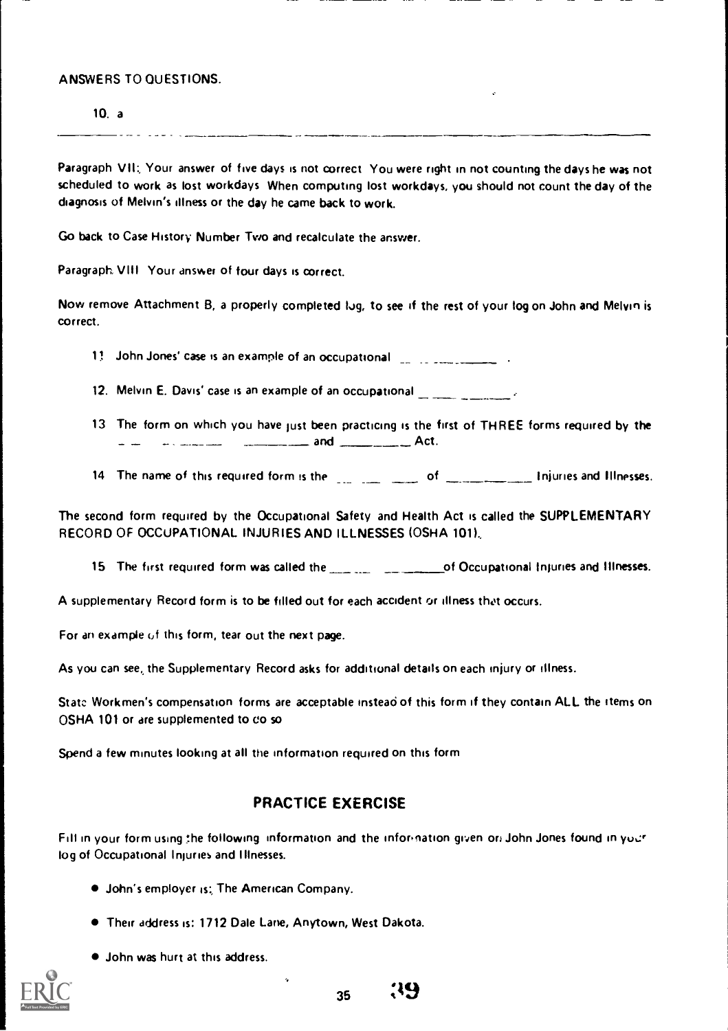ANSWERS TO QUESTIONS.

10. a

---

Paragraph VII: Your answer of five days is not correct You were right in not counting the days he was not scheduled to work as lost workdays When computing lost workdays, you should not count the day of the diagnosis of Melvin's illness or the day he came back to work.

Go back to Case History Number Two and recalculate the answer.

Paragraph VIII Your answer of four days is correct.

Now remove Attachment B, a properly completed log, to see if the rest of your log on John and Melvin is correct.

11 John Jones' case is an example of an occupational ______________ .

12. Melvin E. Davis' case is an example of an occupational ______________ .

13 The form on which you have just been practicing is the first of THREE forms required by the ________ ________ and ________ Act.

14 The name of this required form is the ___ ___ ___ of __________ Injuries and Illnesses.

The second form required by the Occupational Safety and Health Act is called the SUPPLEMENTARY RECORD OF OCCUPATIONAL INJURIES AND ILLNESSES (OSHA 101).

15 The first required form was called the ______ ________of Occupational Injuries and Illnesses.

A supplementary Record form is to be filled out for each accident or illness that occurs.

For an example of this form, tear out the next page.

As you can see, the Supplementary Record asks for additional details on each injury or illness.

State Workmen's compensation forms are acceptable instead of this form if they contain ALL the items on OSHA 101 or are supplemented to do so

Spend a few minutes looking at all the information required on this form

## PRACTICE EXERCISE

Fill in your form using the following information and the information given on John Jones found in your log of Occupational Injuries and Illnesses.

- John's employer is: The American Company.
- Their address is: 1712 Dale Lane, Anytown, West Dakota.
- John was hurt at this address.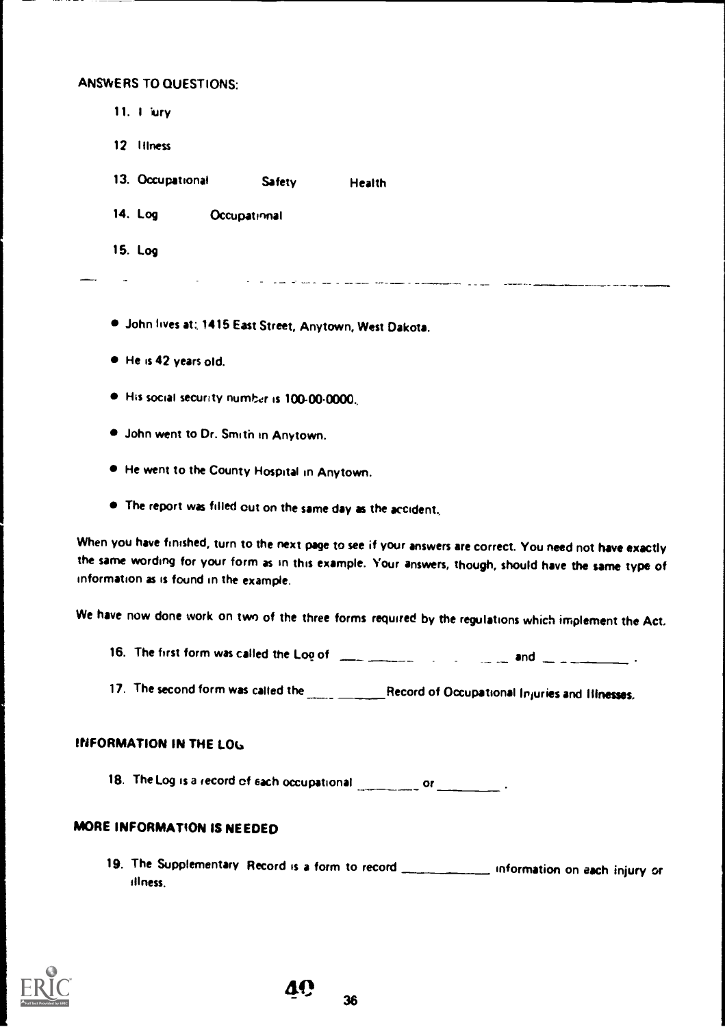ANSWERS TO QUESTIONS:

11. Injury

12. Illness

13. Occupational Safety Health

14. Log Occupational

15. Log

---

- John lives at: 1415 East Street, Anytown, West Dakota.
- He is 42 years old.
- His social security number is 100-00-0000.
- John went to Dr. Smith in Anytown.
- He went to the County Hospital in Anytown.
- The report was filled out on the same day as the accident.

When you have finished, turn to the next page to see if your answers are correct. You need not have exactly the same wording for your form as in this example. Your answers, though, should have the same type of information as is found in the example.

We have now done work on two of the three forms required by the regulations which implement the Act.

16. The first form was called the Log of ______________ and __________ .

17. The second form was called the ________ Record of Occupational Injuries and Illnesses.

## INFORMATION IN THE LOG

18. The Log is a record of each occupational ________ or ________ .

## MORE INFORMATION IS NEEDED

19. The Supplementary Record is a form to record __________ information on each injury or illness.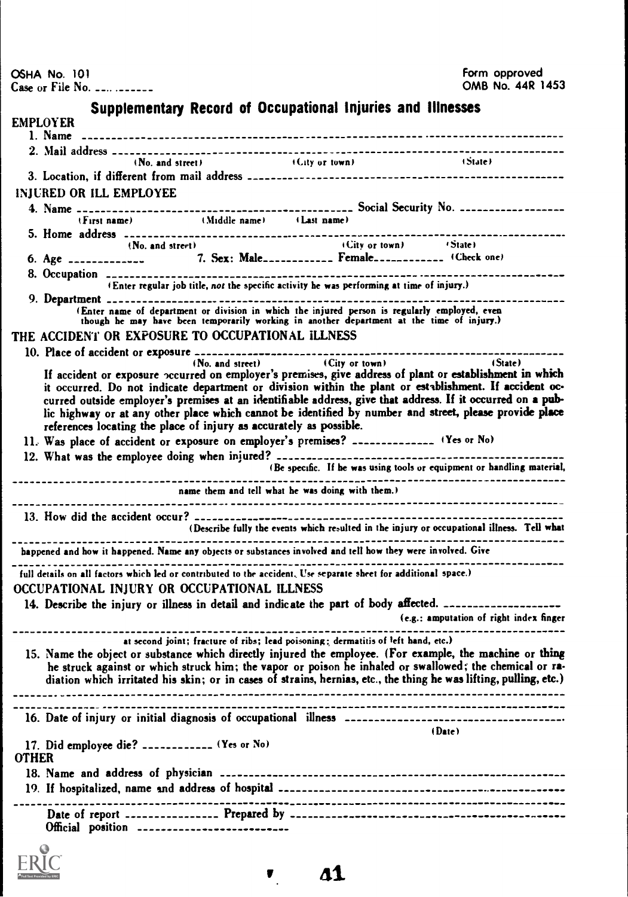OSHA No. 101
Case or File No. ___________

Form approved
OMB No. 44R 1453

# Supplementary Record of Occupational Injuries and Illnesses

## EMPLOYER

1. Name ____________________________________________
2. Mail address ____________________________________________
   (No. and street) (City or town) (State)
3. Location, if different from mail address ____________________________________________

## INJURED OR ILL EMPLOYEE

4. Name ____________________________________________ Social Security No. _______________
   (First name) (Middle name) (Last name)
5. Home address ____________________________________________
   (No. and street) (City or town) (State)
6. Age ___________ 7. Sex: Male___________ Female___________ (Check one)
8. Occupation ____________________________________________
   (Enter regular job title, *not* the specific activity he was performing at time of injury.)
9. Department ____________________________________________
   (Enter name of department or division in which the injured person is regularly employed, even though he may have been temporarily working in another department at the time of injury.)

## THE ACCIDENT OR EXPOSURE TO OCCUPATIONAL ILLNESS

10. Place of accident or exposure ____________________________________________
    (No. and street) (City or town) (State)
    If accident or exposure occurred on employer's premises, give address of plant or establishment in which it occurred. Do not indicate department or division within the plant or establishment. If accident occurred outside employer's premises at an identifiable address, give that address. If it occurred on a public highway or at any other place which cannot be identified by number and street, please provide place references locating the place of injury as accurately as possible.
11. Was place of accident or exposure on employer's premises? _____________ (Yes or No)
12. What was the employee doing when injured? ____________________________________________
    (Be specific. If he was using tools or equipment or handling material, name them and tell what he was doing with them.)
13. How did the accident occur? ____________________________________________
    (Describe fully the events which resulted in the injury or occupational illness. Tell what happened and how it happened. Name any objects or substances involved and tell how they were involved. Give full details on all factors which led or contributed to the accident. Use separate sheet for additional space.)

## OCCUPATIONAL INJURY OR OCCUPATIONAL ILLNESS

14. Describe the injury or illness in detail and indicate the part of body affected. _______________
    (e.g.: amputation of right index finger at second joint; fracture of ribs; lead poisoning; dermatitis of left hand, etc.)
15. Name the object or substance which directly injured the employee. (For example, the machine or thing he struck against or which struck him; the vapor or poison he inhaled or swallowed; the chemical or radiation which irritated his skin; or in cases of strains, hernias, etc., the thing he was lifting, pulling, etc.)
    ____________________________________________
16. Date of injury or initial diagnosis of occupational illness ____________________________________________
    (Date)
17. Did employee die? ___________ (Yes or No)

## OTHER

18. Name and address of physician ____________________________________________
19. If hospitalized, name and address of hospital ____________________________________________

Date of report _______________ Prepared by ____________________________________________
Official position ______________________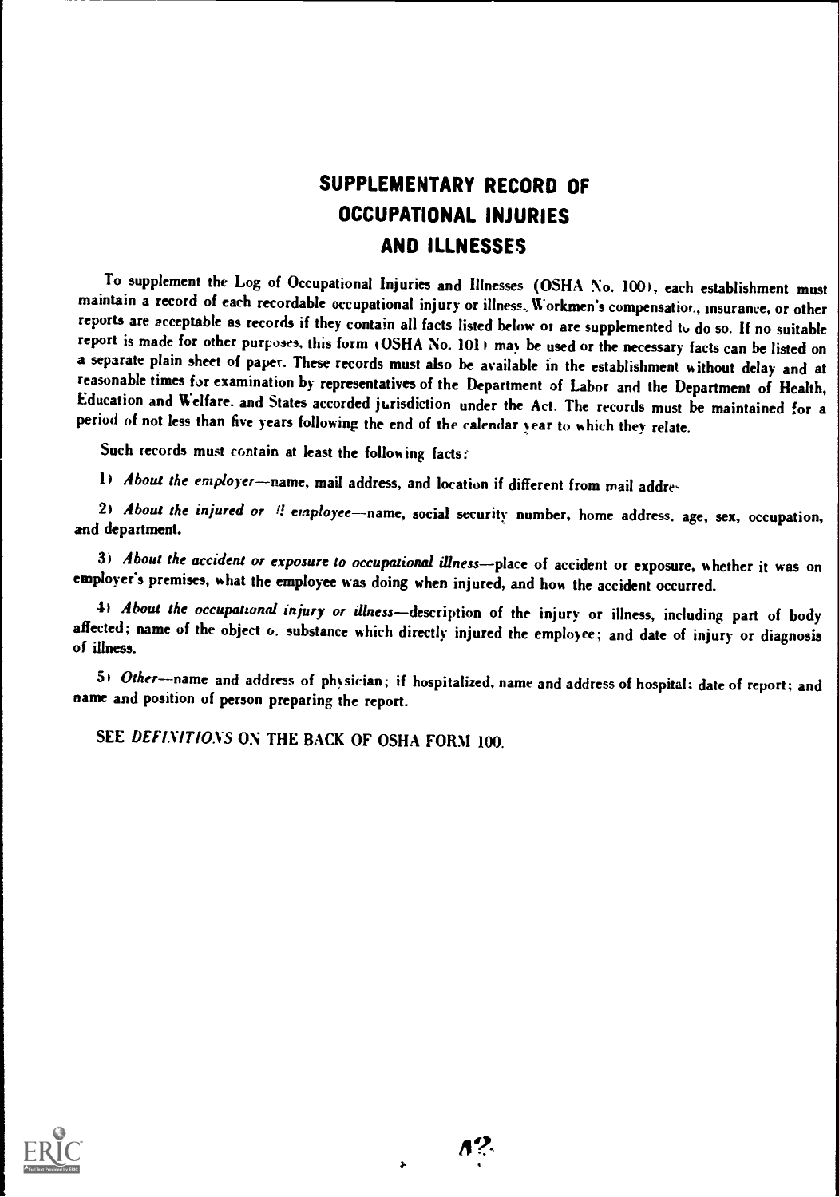# SUPPLEMENTARY RECORD OF OCCUPATIONAL INJURIES AND ILLNESSES

To supplement the Log of Occupational Injuries and Illnesses (OSHA No. 100), each establishment must maintain a record of each recordable occupational injury or illness. Workmen's compensation, insurance, or other reports are acceptable as records if they contain all facts listed below or are supplemented to do so. If no suitable report is made for other purposes, this form (OSHA No. 101) may be used or the necessary facts can be listed on a separate plain sheet of paper. These records must also be available in the establishment without delay and at reasonable times for examination by representatives of the Department of Labor and the Department of Health, Education and Welfare, and States accorded jurisdiction under the Act. The records must be maintained for a period of not less than five years following the end of the calendar year to which they relate.

Such records must contain at least the following facts:

1) *About the employer*—name, mail address, and location if different from mail address.

2) *About the injured or ill employee*—name, social security number, home address, age, sex, occupation, and department.

3) *About the accident or exposure to occupational illness*—place of accident or exposure, whether it was on employer's premises, what the employee was doing when injured, and how the accident occurred.

4) *About the occupational injury or illness*—description of the injury or illness, including part of body affected; name of the object or substance which directly injured the employee; and date of injury or diagnosis of illness.

5) *Other*—name and address of physician; if hospitalized, name and address of hospital; date of report; and name and position of person preparing the report.

SEE *DEFINITIONS* ON THE BACK OF OSHA FORM 100.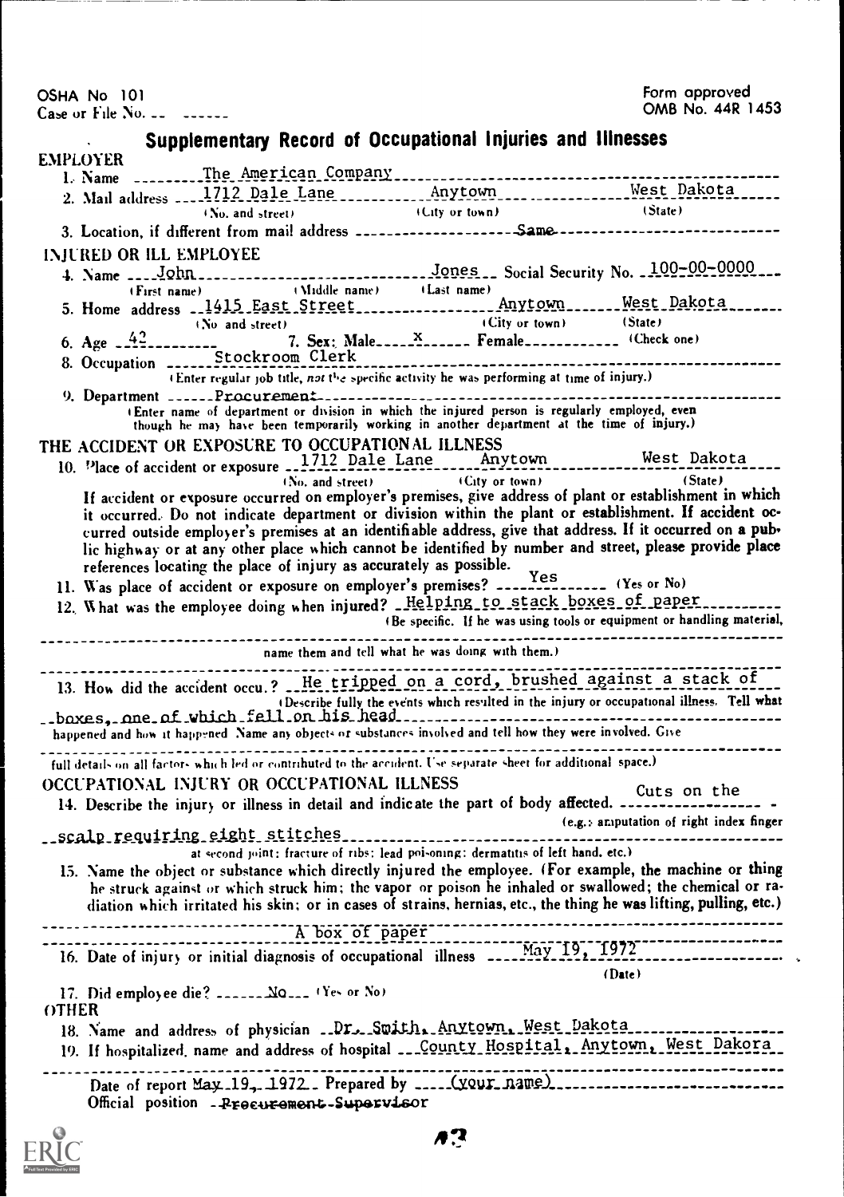OSHA No 101
Case or File No. -- ------

Form approved
OMB No. 44R 1453

# Supplementary Record of Occupational Injuries and Illnesses

**EMPLOYER**

1. Name ---------The American Company---------------------------------------------
2. Mail address ---1712 Dale Lane----------Anytown----------------West Dakota------
   (No. and street) (City or town) (State)
3. Location, if different from mail address --------------------Same----------------------------

**INJURED OR ILL EMPLOYEE**

4. Name ----John-----------------------------Jones-- Social Security No. --100-00-0000---
   (First name) (Middle name) (Last name)
5. Home address --1415 East Street----------------Anytown-------West Dakota-------
   (No. and street) (City or town) (State)
6. Age --42--------- 7. Sex: Male-----X------ Female------------ (Check one)
8. Occupation ------Stockroom Clerk---------------------------------------------
   (Enter regular job title, not the specific activity he was performing at time of injury.)
9. Department ------Procurement-------------------------------------------------
   (Enter name of department or division in which the injured person is regularly employed, even though he may have been temporarily working in another department at the time of injury.)

**THE ACCIDENT OR EXPOSURE TO OCCUPATIONAL ILLNESS**

10. Place of accident or exposure --1712 Dale Lane-----Anytown----------------West Dakota-----
    (No. and street) (City or town) (State)
    If accident or exposure occurred on employer's premises, give address of plant or establishment in which it occurred. Do not indicate department or division within the plant or establishment. If accident occurred outside employer's premises at an identifiable address, give that address. If it occurred on a public highway or at any other place which cannot be identified by number and street, please provide place references locating the place of injury as accurately as possible.
11. Was place of accident or exposure on employer's premises? -----Yes------- (Yes or No)
12. What was the employee doing when injured? --Helping to stack boxes of paper---------
    (Be specific. If he was using tools or equipment or handling material, name them and tell what he was doing with them.)
13. How did the accident occur? --He tripped on a cord, brushed against a stack of boxes, one of which fell on his head--
    (Describe fully the events which resulted in the injury or occupational illness. Tell what happened and how it happened. Name any objects or substances involved and tell how they were involved. Give full details on all factors which led or contributed to the accident. Use separate sheet for additional space.)

**OCCUPATIONAL INJURY OR OCCUPATIONAL ILLNESS**

14. Describe the injury or illness in detail and indicate the part of body affected. ---Cuts on the scalp requiring eight stitches---
    (e.g.: amputation of right index finger at second joint; fracture of ribs; lead poisoning; dermatitis of left hand, etc.)
15. Name the object or substance which directly injured the employee. (For example, the machine or thing he struck against or which struck him; the vapor or poison he inhaled or swallowed; the chemical or radiation which irritated his skin; or in cases of strains, hernias, etc., the thing he was lifting, pulling, etc.)
    ---------------------A box of paper---------------------
16. Date of injury or initial diagnosis of occupational illness -----May 19, 1972-------------
    (Date)
17. Did employee die? ------No--- (Yes or No)

**OTHER**

18. Name and address of physician --Dr. Smith, Anytown, West Dakota----------------
19. If hospitalized, name and address of hospital ---County Hospital, Anytown, West Dakora--

Date of report May 19, 1972-- Prepared by -----(your name)----------------------------
Official position --Procurement Supervisor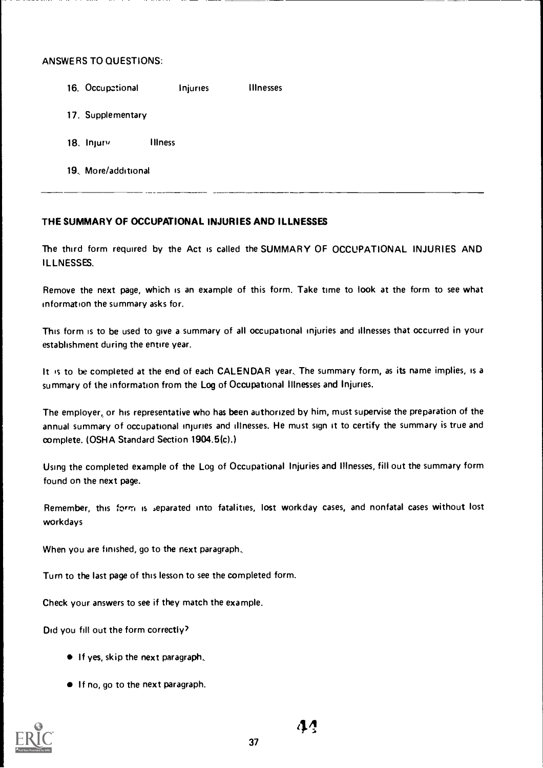ANSWERS TO QUESTIONS:

16. Occupational     Injuries     Illnesses

17. Supplementary

18. Injury     Illness

19. More/additional

---

## THE SUMMARY OF OCCUPATIONAL INJURIES AND ILLNESSES

The third form required by the Act is called the SUMMARY OF OCCUPATIONAL INJURIES AND ILLNESSES.

Remove the next page, which is an example of this form. Take time to look at the form to see what information the summary asks for.

This form is to be used to give a summary of all occupational injuries and illnesses that occurred in your establishment during the entire year.

It is to be completed at the end of each CALENDAR year. The summary form, as its name implies, is a summary of the information from the Log of Occupational Illnesses and Injuries.

The employer, or his representative who has been authorized by him, must supervise the preparation of the annual summary of occupational injuries and illnesses. He must sign it to certify the summary is true and complete. (OSHA Standard Section 1904.5(c).)

Using the completed example of the Log of Occupational Injuries and Illnesses, fill out the summary form found on the next page.

Remember, this form is separated into fatalities, lost workday cases, and nonfatal cases without lost workdays

When you are finished, go to the next paragraph.

Turn to the last page of this lesson to see the completed form.

Check your answers to see if they match the example.

Did you fill out the form correctly?

- If yes, skip the next paragraph.
- If no, go to the next paragraph.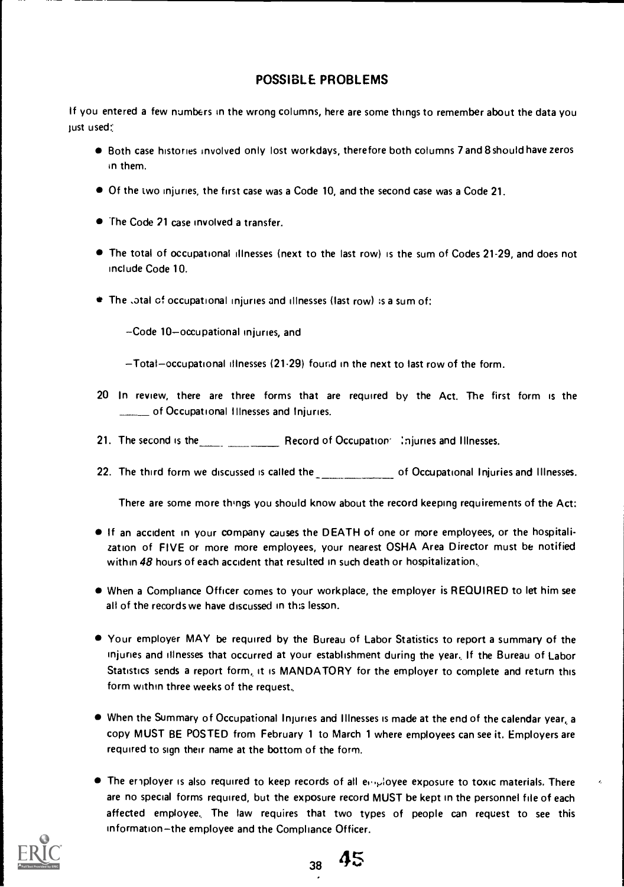## POSSIBLE PROBLEMS

If you entered a few numbers in the wrong columns, here are some things to remember about the data you just used:

- Both case histories involved only lost workdays, therefore both columns 7 and 8 should have zeros in them.
- Of the two injuries, the first case was a Code 10, and the second case was a Code 21.
- The Code 21 case involved a transfer.
- The total of occupational illnesses (next to the last row) is the sum of Codes 21-29, and does not include Code 10.
- The total of occupational injuries and illnesses (last row) is a sum of:

  –Code 10–occupational injuries, and

  –Total–occupational illnesses (21-29) found in the next to last row of the form.

20 In review, there are three forms that are required by the Act. The first form is the _____ of Occupational Illnesses and Injuries.

21. The second is the____ _________ Record of Occupation Injuries and Illnesses.

22. The third form we discussed is called the _____________ of Occupational Injuries and Illnesses.

There are some more things you should know about the record keeping requirements of the Act:

- If an accident in your company causes the DEATH of one or more employees, or the hospitalization of FIVE or more more employees, your nearest OSHA Area Director must be notified within *48* hours of each accident that resulted in such death or hospitalization.
- When a Compliance Officer comes to your workplace, the employer is REQUIRED to let him see all of the records we have discussed in this lesson.
- Your employer MAY be required by the Bureau of Labor Statistics to report a summary of the injuries and illnesses that occurred at your establishment during the year. If the Bureau of Labor Statistics sends a report form, it is MANDATORY for the employer to complete and return this form within three weeks of the request.
- When the Summary of Occupational Injuries and Illnesses is made at the end of the calendar year, a copy MUST BE POSTED from February 1 to March 1 where employees can see it. Employers are required to sign their name at the bottom of the form.
- The employer is also required to keep records of all employee exposure to toxic materials. There are no special forms required, but the exposure record MUST be kept in the personnel file of each affected employee. The law requires that two types of people can request to see this information–the employee and the Compliance Officer.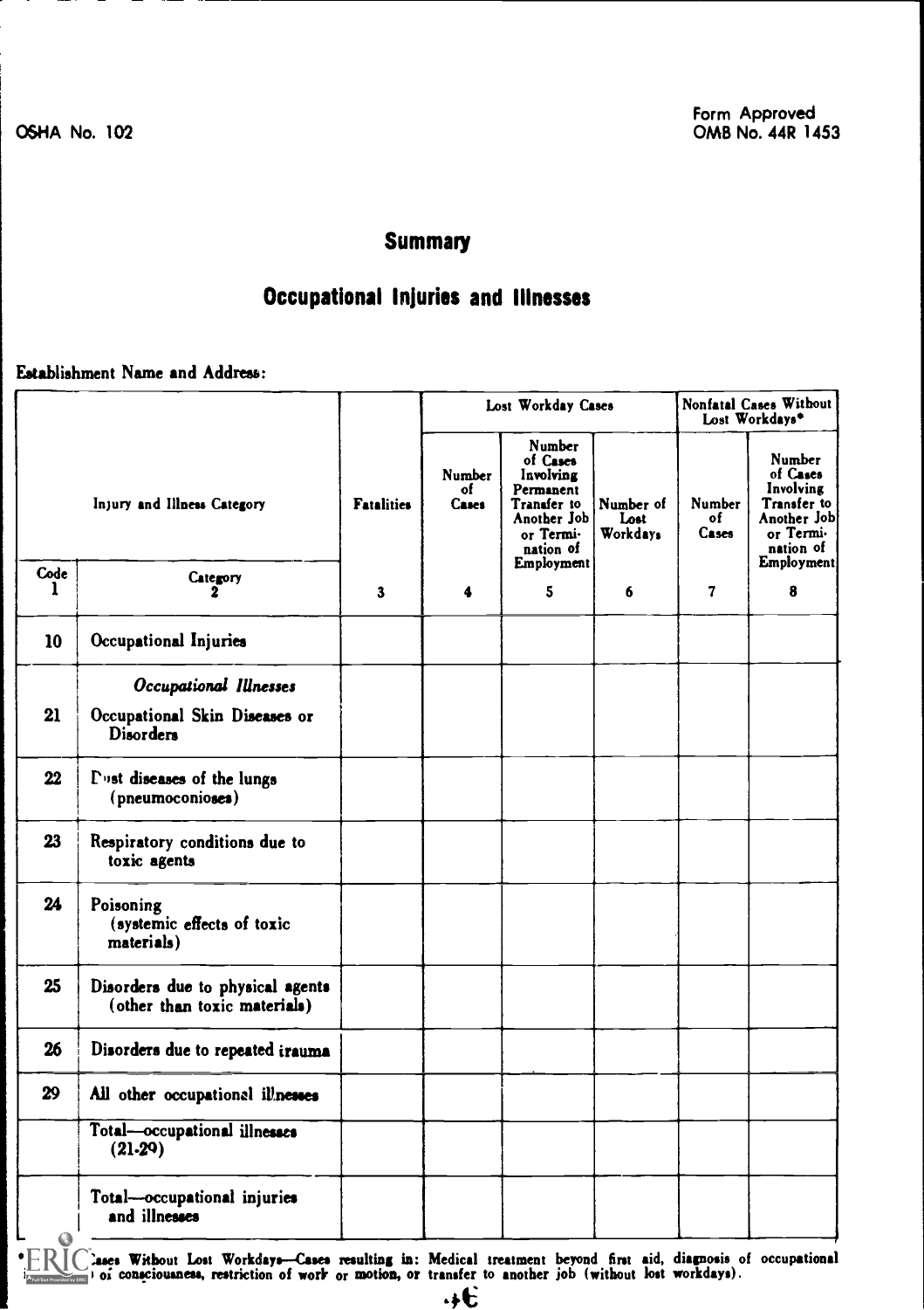OSHA No. 102

Form Approved
OMB No. 44R 1453

# Summary

## Occupational Injuries and Illnesses

**Establishment Name and Address:**

| Injury and Illness Category | | Fatalities | Lost Workday Cases | | | Nonfatal Cases Without Lost Workdays* | |
|---|---|---|---|---|---|---|---|
| | | | Number of Cases | Number of Cases Involving Permanent Transfer to Another Job or Termination of Employment | Number of Lost Workdays | Number of Cases | Number of Cases Involving Transfer to Another Job or Termination of Employment |
| Code 1 | Category 2 | 3 | 4 | 5 | 6 | 7 | 8 |
| 10 | Occupational Injuries | | | | | | |
| | *Occupational Illnesses* | | | | | | |
| 21 | Occupational Skin Diseases or Disorders | | | | | | |
| 22 | Dust diseases of the lungs (pneumoconioses) | | | | | | |
| 23 | Respiratory conditions due to toxic agents | | | | | | |
| 24 | Poisoning (systemic effects of toxic materials) | | | | | | |
| 25 | Disorders due to physical agents (other than toxic materials) | | | | | | |
| 26 | Disorders due to repeated trauma | | | | | | |
| 29 | All other occupational illnesses | | | | | | |
| | Total—occupational illnesses (21-29) | | | | | | |
| | Total—occupational injuries and illnesses | | | | | | |

*Cases Without Lost Workdays—Cases resulting in: Medical treatment beyond first aid, diagnosis of occupational ... of consciousness, restriction of work or motion, or transfer to another job (without lost workdays).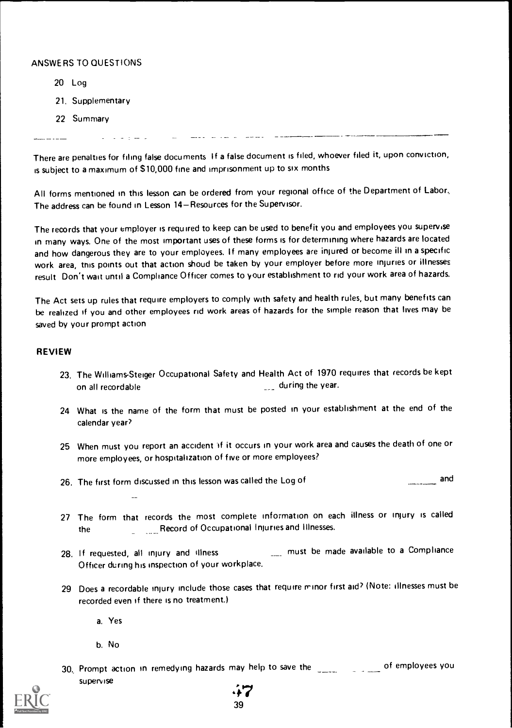ANSWERS TO QUESTIONS

20 Log

21. Supplementary

22 Summary

---

There are penalties for filing false documents If a false document is filed, whoever filed it, upon conviction, is subject to a maximum of $10,000 fine and imprisonment up to six months

All forms mentioned in this lesson can be ordered from your regional office of the Department of Labor. The address can be found in Lesson 14—Resources for the Supervisor.

The records that your employer is required to keep can be used to benefit you and employees you supervise in many ways. One of the most important uses of these forms is for determining where hazards are located and how dangerous they are to your employees. If many employees are injured or become ill in a specific work area, this points out that action shoud be taken by your employer before more injuries or illnesses result Don't wait until a Compliance Officer comes to your establishment to rid your work area of hazards.

The Act sets up rules that require employers to comply with safety and health rules, but many benefits can be realized if you and other employees rid work areas of hazards for the simple reason that lives may be saved by your prompt action

## REVIEW

23. The Williams-Steiger Occupational Safety and Health Act of 1970 requires that records be kept on all recordable \_\_\_ during the year.

24 What is the name of the form that must be posted in your establishment at the end of the calendar year?

25 When must you report an accident if it occurs in your work area and causes the death of one or more employees, or hospitalization of five or more employees?

26. The first form discussed in this lesson was called the Log of \_\_\_ and \_\_\_

27 The form that records the most complete information on each illness or injury is called the \_\_\_ Record of Occupational Injuries and Illnesses.

28. If requested, all injury and illness \_\_\_ must be made available to a Compliance Officer during his inspection of your workplace.

29 Does a recordable injury include those cases that require minor first aid? (Note: illnesses must be recorded even if there is no treatment.)

   a. Yes

   b. No

30. Prompt action in remedying hazards may help to save the \_\_\_ of employees you supervise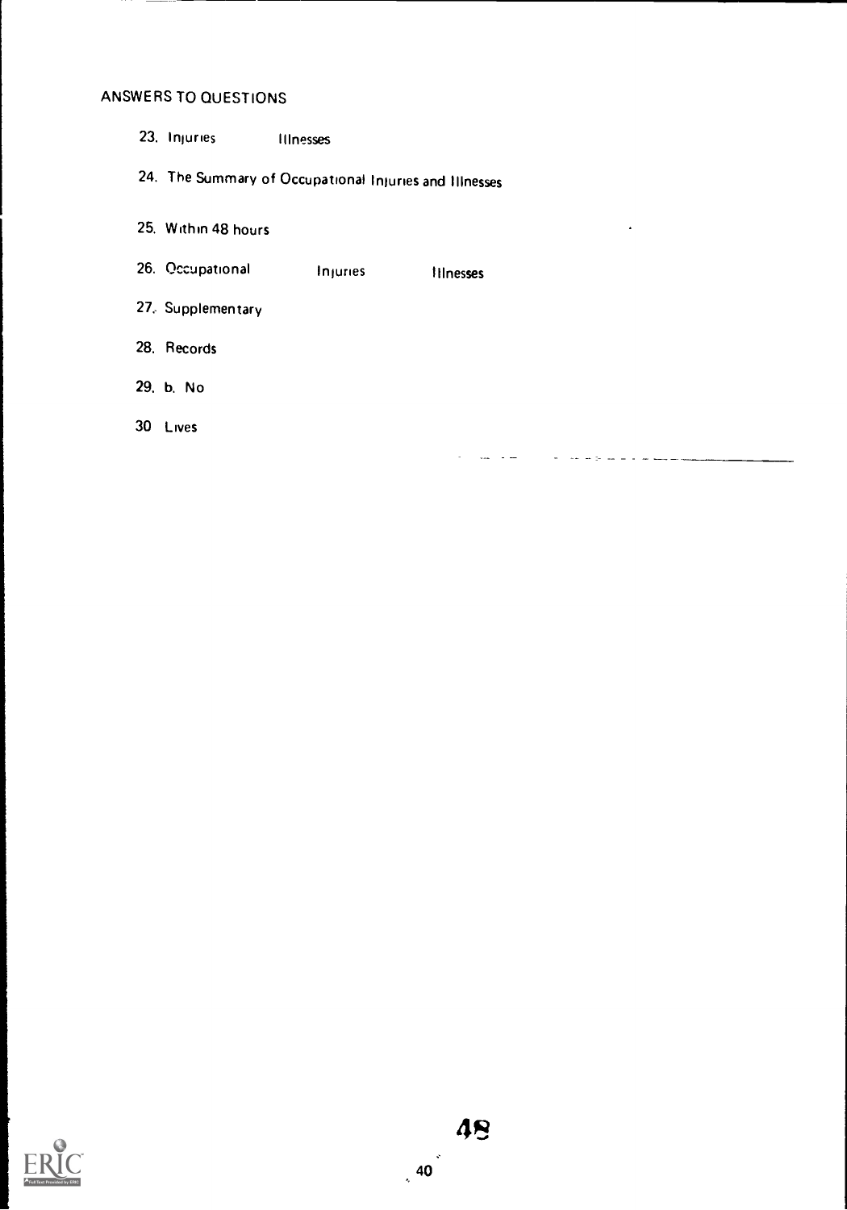ANSWERS TO QUESTIONS

23. Injuries Illnesses

24. The Summary of Occupational Injuries and Illnesses

25. Within 48 hours

26. Occupational Injuries Illnesses

27. Supplementary

28. Records

29. b. No

30. Lives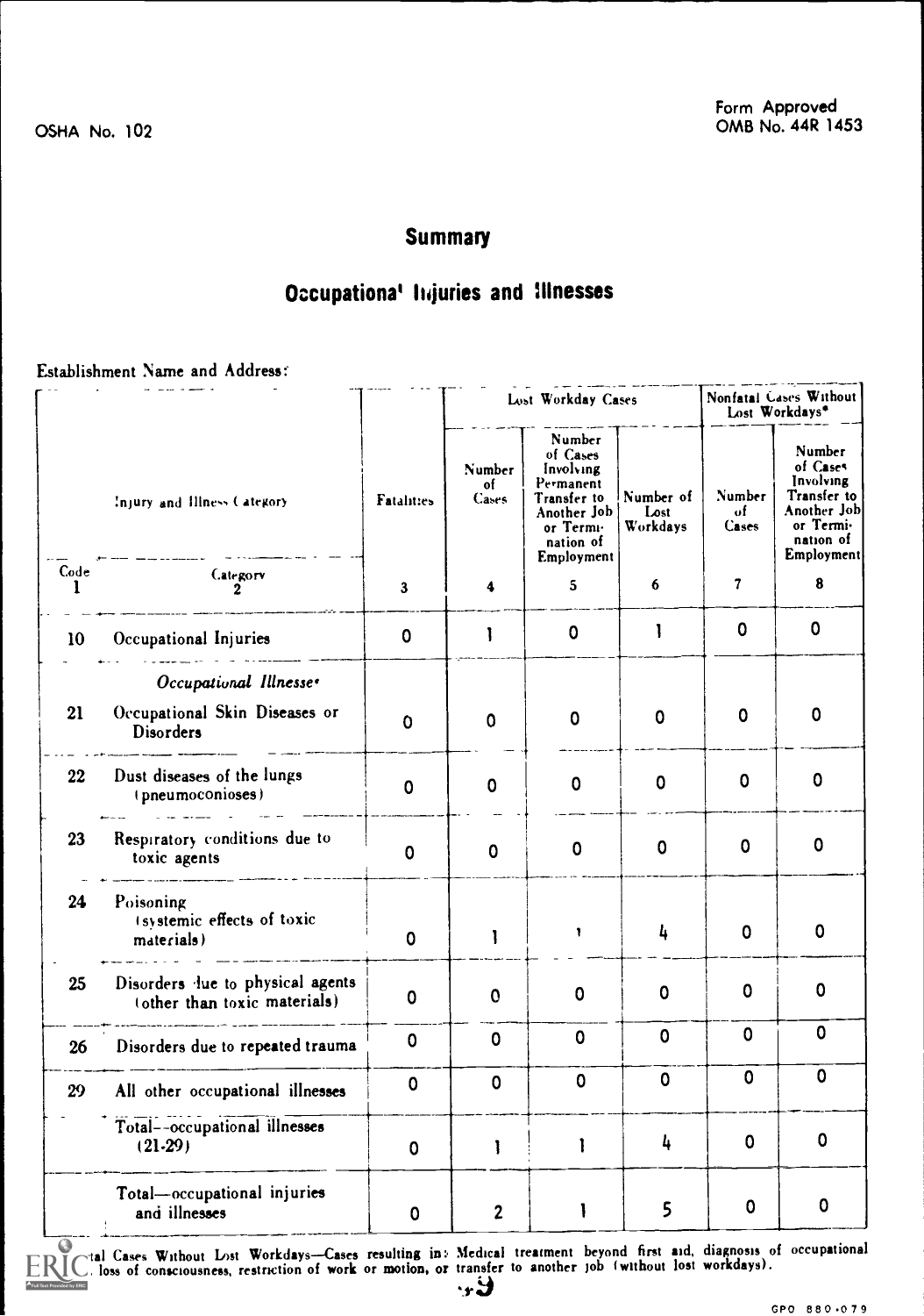OSHA No. 102

Form Approved
OMB No. 44R 1453

# Summary

## Occupational Injuries and Illnesses

Establishment Name and Address:

| Injury and Illness Category | | Fatalities | Lost Workday Cases | | | Nonfatal Cases Without Lost Workdays* | |
|---|---|---|---|---|---|---|---|
| Code | Category | | Number of Cases | Number of Cases Involving Permanent Transfer to Another Job or Termination of Employment | Number of Lost Workdays | Number of Cases | Number of Cases Involving Transfer to Another Job or Termination of Employment |
| 1 | 2 | 3 | 4 | 5 | 6 | 7 | 8 |
| 10 | Occupational Injuries | 0 | 1 | 0 | 1 | 0 | 0 |
| | *Occupational Illnesses* | | | | | | |
| 21 | Occupational Skin Diseases or Disorders | 0 | 0 | 0 | 0 | 0 | 0 |
| 22 | Dust diseases of the lungs (pneumoconioses) | 0 | 0 | 0 | 0 | 0 | 0 |
| 23 | Respiratory conditions due to toxic agents | 0 | 0 | 0 | 0 | 0 | 0 |
| 24 | Poisoning (systemic effects of toxic materials) | 0 | 1 | 1 | 4 | 0 | 0 |
| 25 | Disorders due to physical agents (other than toxic materials) | 0 | 0 | 0 | 0 | 0 | 0 |
| 26 | Disorders due to repeated trauma | 0 | 0 | 0 | 0 | 0 | 0 |
| 29 | All other occupational illnesses | 0 | 0 | 0 | 0 | 0 | 0 |
| | Total—occupational illnesses (21-29) | 0 | 1 | 1 | 4 | 0 | 0 |
| | Total—occupational injuries and illnesses | 0 | 2 | 1 | 5 | 0 | 0 |

*...tal Cases Without Lost Workdays—Cases resulting in: Medical treatment beyond first aid, diagnosis of occupational ..., loss of consciousness, restriction of work or motion, or transfer to another job (without lost workdays).

GPO 880-079